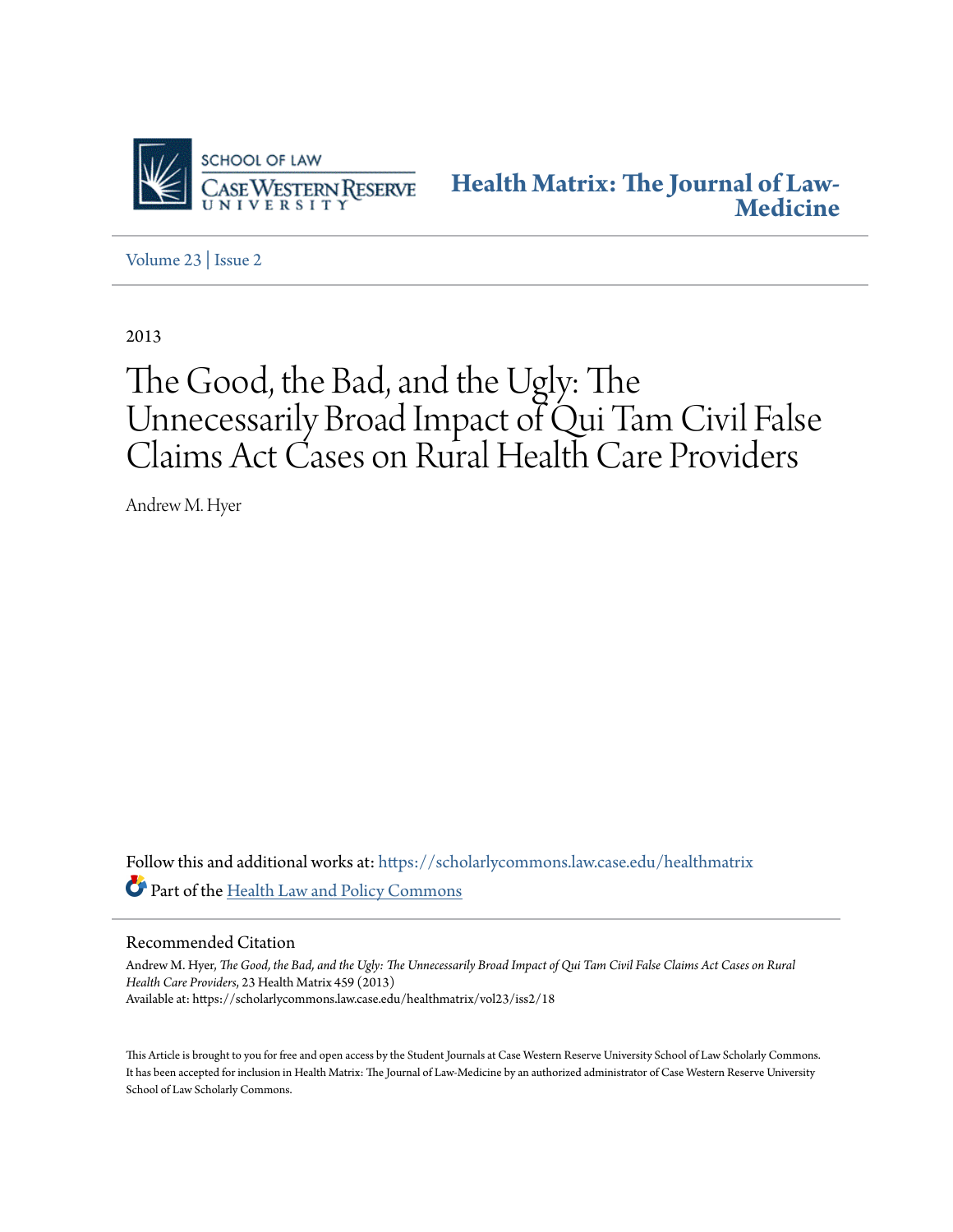Health Matrix: The Journal of Law-Medicine

Volume 23 | Issue 2

2013

# The Good, the Bad, and the Ugly: The Unnecessarily Broad Impact of Qui Tam Civil False Claims Act Cases on Rural Health Care Providers

Andrew M. Hyer

Follow this and additional works at: https://scholarlycommons.law.case.edu/healthmatrix

Part of the Health Law and Policy Commons

## Recommended Citation

Andrew M. Hyer, *The Good, the Bad, and the Ugly: The Unnecessarily Broad Impact of Qui Tam Civil False Claims Act Cases on Rural Health Care Providers*, 23 Health Matrix 459 (2013)
Available at: https://scholarlycommons.law.case.edu/healthmatrix/vol23/iss2/18

This Article is brought to you for free and open access by the Student Journals at Case Western Reserve University School of Law Scholarly Commons. It has been accepted for inclusion in Health Matrix: The Journal of Law-Medicine by an authorized administrator of Case Western Reserve University School of Law Scholarly Commons.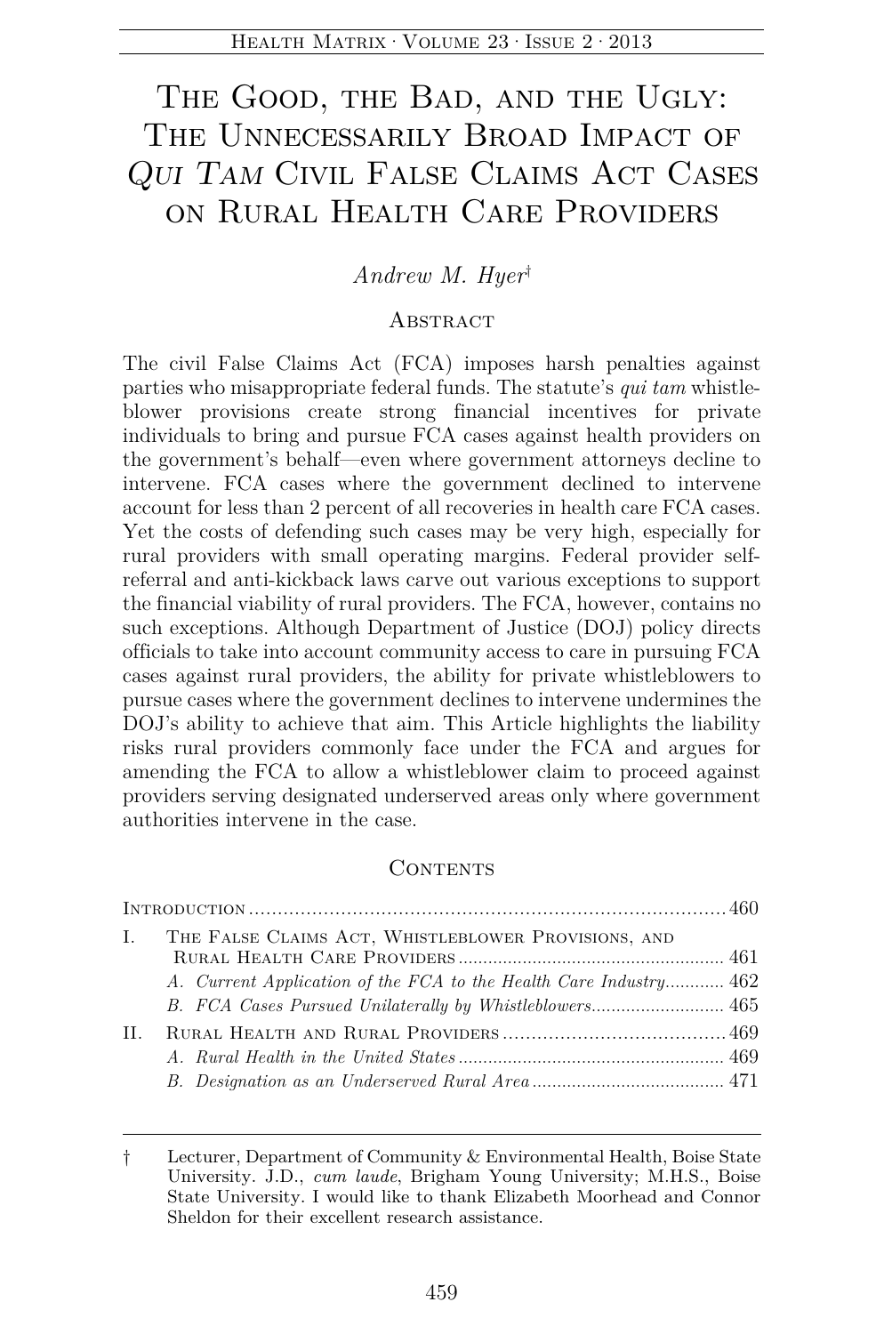# The Good, the Bad, and the Ugly: The Unnecessarily Broad Impact of *Qui Tam* Civil False Claims Act Cases on Rural Health Care Providers

*Andrew M. Hyer*†

## Abstract

The civil False Claims Act (FCA) imposes harsh penalties against parties who misappropriate federal funds. The statute's *qui tam* whistleblower provisions create strong financial incentives for private individuals to bring and pursue FCA cases against health providers on the government's behalf—even where government attorneys decline to intervene. FCA cases where the government declined to intervene account for less than 2 percent of all recoveries in health care FCA cases. Yet the costs of defending such cases may be very high, especially for rural providers with small operating margins. Federal provider self-referral and anti-kickback laws carve out various exceptions to support the financial viability of rural providers. The FCA, however, contains no such exceptions. Although Department of Justice (DOJ) policy directs officials to take into account community access to care in pursuing FCA cases against rural providers, the ability for private whistleblowers to pursue cases where the government declines to intervene undermines the DOJ's ability to achieve that aim. This Article highlights the liability risks rural providers commonly face under the FCA and argues for amending the FCA to allow a whistleblower claim to proceed against providers serving designated underserved areas only where government authorities intervene in the case.

## Contents

Introduction .......... 460

I. The False Claims Act, Whistleblower Provisions, and Rural Health Care Providers .......... 461

- *A. Current Application of the FCA to the Health Care Industry* .......... 462
- *B. FCA Cases Pursued Unilaterally by Whistleblowers* .......... 465

II. Rural Health and Rural Providers .......... 469

- *A. Rural Health in the United States* .......... 469
- *B. Designation as an Underserved Rural Area* .......... 471

---

† Lecturer, Department of Community & Environmental Health, Boise State University. J.D., *cum laude*, Brigham Young University; M.H.S., Boise State University. I would like to thank Elizabeth Moorhead and Connor Sheldon for their excellent research assistance.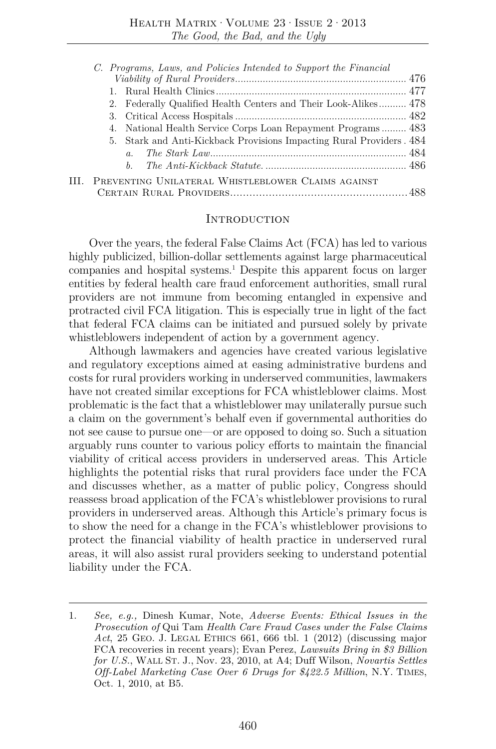C. *Programs, Laws, and Policies Intended to Support the Financial Viability of Rural Providers* ............................................................ 476
   1. Rural Health Clinics ..................................................................... 477
   2. Federally Qualified Health Centers and Their Look-Alikes .......... 478
   3. Critical Access Hospitals .............................................................. 482
   4. National Health Service Corps Loan Repayment Programs ......... 483
   5. Stark and Anti-Kickback Provisions Impacting Rural Providers . 484
      a. *The Stark Law* ....................................................................... 484
      b. *The Anti-Kickback Statute.* ................................................... 486

III. PREVENTING UNILATERAL WHISTLEBLOWER CLAIMS AGAINST CERTAIN RURAL PROVIDERS ....................................................... 488

## INTRODUCTION

Over the years, the federal False Claims Act (FCA) has led to various highly publicized, billion-dollar settlements against large pharmaceutical companies and hospital systems.[1] Despite this apparent focus on larger entities by federal health care fraud enforcement authorities, small rural providers are not immune from becoming entangled in expensive and protracted civil FCA litigation. This is especially true in light of the fact that federal FCA claims can be initiated and pursued solely by private whistleblowers independent of action by a government agency.

Although lawmakers and agencies have created various legislative and regulatory exceptions aimed at easing administrative burdens and costs for rural providers working in underserved communities, lawmakers have not created similar exceptions for FCA whistleblower claims. Most problematic is the fact that a whistleblower may unilaterally pursue such a claim on the government's behalf even if governmental authorities do not see cause to pursue one—or are opposed to doing so. Such a situation arguably runs counter to various policy efforts to maintain the financial viability of critical access providers in underserved areas. This Article highlights the potential risks that rural providers face under the FCA and discusses whether, as a matter of public policy, Congress should reassess broad application of the FCA's whistleblower provisions to rural providers in underserved areas. Although this Article's primary focus is to show the need for a change in the FCA's whistleblower provisions to protect the financial viability of health practice in underserved rural areas, it will also assist rural providers seeking to understand potential liability under the FCA.

---

1. *See, e.g.,* Dinesh Kumar, Note, *Adverse Events: Ethical Issues in the Prosecution of* Qui Tam *Health Care Fraud Cases under the False Claims Act*, 25 GEO. J. LEGAL ETHICS 661, 666 tbl. 1 (2012) (discussing major FCA recoveries in recent years); Evan Perez, *Lawsuits Bring in $3 Billion for U.S.*, WALL ST. J., Nov. 23, 2010, at A4; Duff Wilson, *Novartis Settles Off-Label Marketing Case Over 6 Drugs for $422.5 Million*, N.Y. TIMES, Oct. 1, 2010, at B5.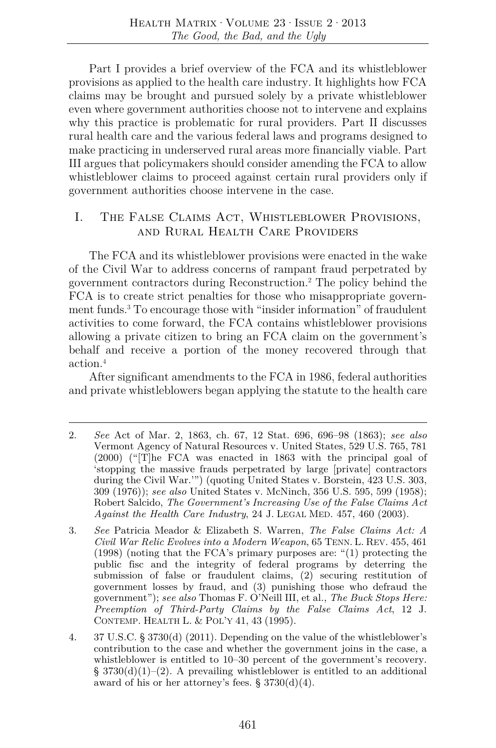Part I provides a brief overview of the FCA and its whistleblower provisions as applied to the health care industry. It highlights how FCA claims may be brought and pursued solely by a private whistleblower even where government authorities choose not to intervene and explains why this practice is problematic for rural providers. Part II discusses rural health care and the various federal laws and programs designed to make practicing in underserved rural areas more financially viable. Part III argues that policymakers should consider amending the FCA to allow whistleblower claims to proceed against certain rural providers only if government authorities choose intervene in the case.

## I. The False Claims Act, Whistleblower Provisions, and Rural Health Care Providers

The FCA and its whistleblower provisions were enacted in the wake of the Civil War to address concerns of rampant fraud perpetrated by government contractors during Reconstruction.[2] The policy behind the FCA is to create strict penalties for those who misappropriate government funds.[3] To encourage those with "insider information" of fraudulent activities to come forward, the FCA contains whistleblower provisions allowing a private citizen to bring an FCA claim on the government's behalf and receive a portion of the money recovered through that action.[4]

After significant amendments to the FCA in 1986, federal authorities and private whistleblowers began applying the statute to the health care

---

2. *See* Act of Mar. 2, 1863, ch. 67, 12 Stat. 696, 696–98 (1863); *see also* Vermont Agency of Natural Resources v. United States, 529 U.S. 765, 781 (2000) ("[T]he FCA was enacted in 1863 with the principal goal of 'stopping the massive frauds perpetrated by large [private] contractors during the Civil War.'") (quoting United States v. Borstein, 423 U.S. 303, 309 (1976)); *see also* United States v. McNinch, 356 U.S. 595, 599 (1958); Robert Salcido, *The Government's Increasing Use of the False Claims Act Against the Health Care Industry*, 24 J. Legal Med. 457, 460 (2003).

3. *See* Patricia Meador & Elizabeth S. Warren, *The False Claims Act: A Civil War Relic Evolves into a Modern Weapon*, 65 Tenn. L. Rev. 455, 461 (1998) (noting that the FCA's primary purposes are: "(1) protecting the public fisc and the integrity of federal programs by deterring the submission of false or fraudulent claims, (2) securing restitution of government losses by fraud, and (3) punishing those who defraud the government"); *see also* Thomas F. O'Neill III, et al., *The Buck Stops Here: Preemption of Third-Party Claims by the False Claims Act*, 12 J. Contemp. Health L. & Pol'y 41, 43 (1995).

4. 37 U.S.C. § 3730(d) (2011). Depending on the value of the whistleblower's contribution to the case and whether the government joins in the case, a whistleblower is entitled to 10–30 percent of the government's recovery. § 3730(d)(1)–(2). A prevailing whistleblower is entitled to an additional award of his or her attorney's fees. § 3730(d)(4).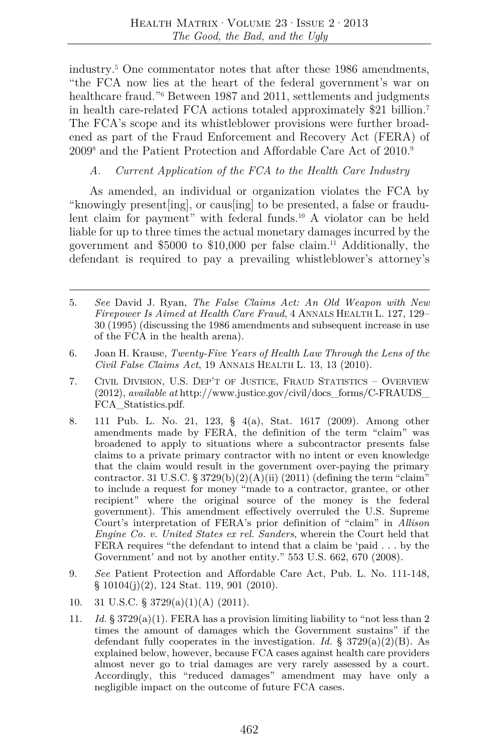industry.[5] One commentator notes that after these 1986 amendments, "the FCA now lies at the heart of the federal government's war on healthcare fraud."[6] Between 1987 and 2011, settlements and judgments in health care-related FCA actions totaled approximately $21 billion.[7] The FCA's scope and its whistleblower provisions were further broadened as part of the Fraud Enforcement and Recovery Act (FERA) of 2009[8] and the Patient Protection and Affordable Care Act of 2010.[9]

### *A. Current Application of the FCA to the Health Care Industry*

As amended, an individual or organization violates the FCA by "knowingly present[ing], or caus[ing] to be presented, a false or fraudulent claim for payment" with federal funds.[10] A violator can be held liable for up to three times the actual monetary damages incurred by the government and $5000 to $10,000 per false claim.[11] Additionally, the defendant is required to pay a prevailing whistleblower's attorney's

---

5. *See* David J. Ryan, *The False Claims Act: An Old Weapon with New Firepower Is Aimed at Health Care Fraud*, 4 ANNALS HEALTH L. 127, 129–30 (1995) (discussing the 1986 amendments and subsequent increase in use of the FCA in the health arena).

6. Joan H. Krause, *Twenty-Five Years of Health Law Through the Lens of the Civil False Claims Act*, 19 ANNALS HEALTH L. 13, 13 (2010).

7. CIVIL DIVISION, U.S. DEP'T OF JUSTICE, FRAUD STATISTICS – OVERVIEW (2012), *available at* http://www.justice.gov/civil/docs_forms/C-FRAUDS_FCA_Statistics.pdf.

8. 111 Pub. L. No. 21, 123, § 4(a), Stat. 1617 (2009). Among other amendments made by FERA, the definition of the term "claim" was broadened to apply to situations where a subcontractor presents false claims to a private primary contractor with no intent or even knowledge that the claim would result in the government over-paying the primary contractor. 31 U.S.C. § 3729(b)(2)(A)(ii) (2011) (defining the term "claim" to include a request for money "made to a contractor, grantee, or other recipient" where the original source of the money is the federal government). This amendment effectively overruled the U.S. Supreme Court's interpretation of FERA's prior definition of "claim" in *Allison Engine Co. v. United States ex rel. Sanders*, wherein the Court held that FERA requires "the defendant to intend that a claim be 'paid . . . by the Government' and not by another entity." 553 U.S. 662, 670 (2008).

9. *See* Patient Protection and Affordable Care Act, Pub. L. No. 111-148, § 10104(j)(2), 124 Stat. 119, 901 (2010).

10. 31 U.S.C. § 3729(a)(1)(A) (2011).

11. *Id.* § 3729(a)(1). FERA has a provision limiting liability to "not less than 2 times the amount of damages which the Government sustains" if the defendant fully cooperates in the investigation. *Id.* § 3729(a)(2)(B). As explained below, however, because FCA cases against health care providers almost never go to trial damages are very rarely assessed by a court. Accordingly, this "reduced damages" amendment may have only a negligible impact on the outcome of future FCA cases.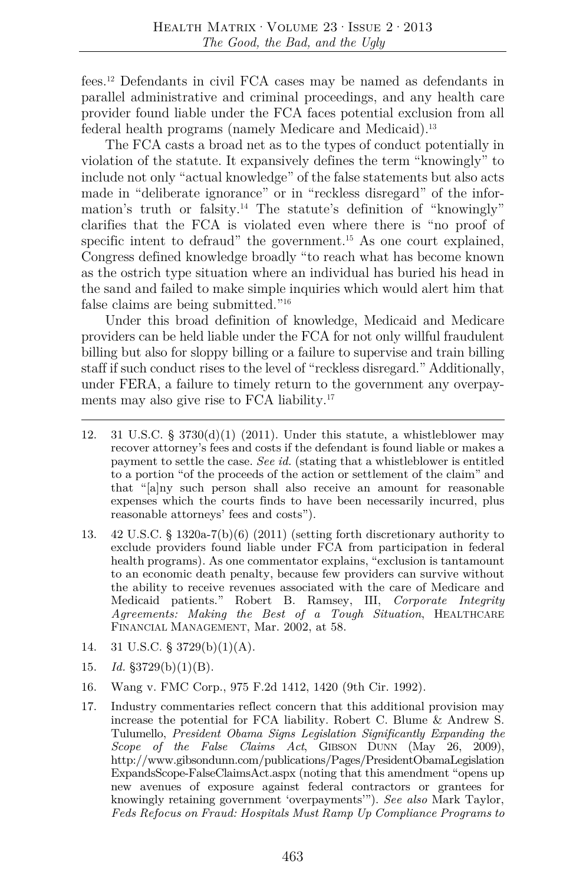fees.[12] Defendants in civil FCA cases may be named as defendants in parallel administrative and criminal proceedings, and any health care provider found liable under the FCA faces potential exclusion from all federal health programs (namely Medicare and Medicaid).[13]

The FCA casts a broad net as to the types of conduct potentially in violation of the statute. It expansively defines the term "knowingly" to include not only "actual knowledge" of the false statements but also acts made in "deliberate ignorance" or in "reckless disregard" of the information's truth or falsity.[14] The statute's definition of "knowingly" clarifies that the FCA is violated even where there is "no proof of specific intent to defraud" the government.[15] As one court explained, Congress defined knowledge broadly "to reach what has become known as the ostrich type situation where an individual has buried his head in the sand and failed to make simple inquiries which would alert him that false claims are being submitted."[16]

Under this broad definition of knowledge, Medicaid and Medicare providers can be held liable under the FCA for not only willful fraudulent billing but also for sloppy billing or a failure to supervise and train billing staff if such conduct rises to the level of "reckless disregard." Additionally, under FERA, a failure to timely return to the government any overpayments may also give rise to FCA liability.[17]

---

12. 31 U.S.C. § 3730(d)(1) (2011). Under this statute, a whistleblower may recover attorney's fees and costs if the defendant is found liable or makes a payment to settle the case. *See id.* (stating that a whistleblower is entitled to a portion "of the proceeds of the action or settlement of the claim" and that "[a]ny such person shall also receive an amount for reasonable expenses which the courts finds to have been necessarily incurred, plus reasonable attorneys' fees and costs").

13. 42 U.S.C. § 1320a-7(b)(6) (2011) (setting forth discretionary authority to exclude providers found liable under FCA from participation in federal health programs). As one commentator explains, "exclusion is tantamount to an economic death penalty, because few providers can survive without the ability to receive revenues associated with the care of Medicare and Medicaid patients." Robert B. Ramsey, III, *Corporate Integrity Agreements: Making the Best of a Tough Situation*, HEALTHCARE FINANCIAL MANAGEMENT, Mar. 2002, at 58.

14. 31 U.S.C. § 3729(b)(1)(A).

15. *Id.* §3729(b)(1)(B).

16. Wang v. FMC Corp., 975 F.2d 1412, 1420 (9th Cir. 1992).

17. Industry commentaries reflect concern that this additional provision may increase the potential for FCA liability. Robert C. Blume & Andrew S. Tulumello, *President Obama Signs Legislation Significantly Expanding the Scope of the False Claims Act*, GIBSON DUNN (May 26, 2009), http://www.gibsondunn.com/publications/Pages/PresidentObamaLegislationExpandsScope-FalseClaimsAct.aspx (noting that this amendment "opens up new avenues of exposure against federal contractors or grantees for knowingly retaining government 'overpayments'"). *See also* Mark Taylor, *Feds Refocus on Fraud: Hospitals Must Ramp Up Compliance Programs to*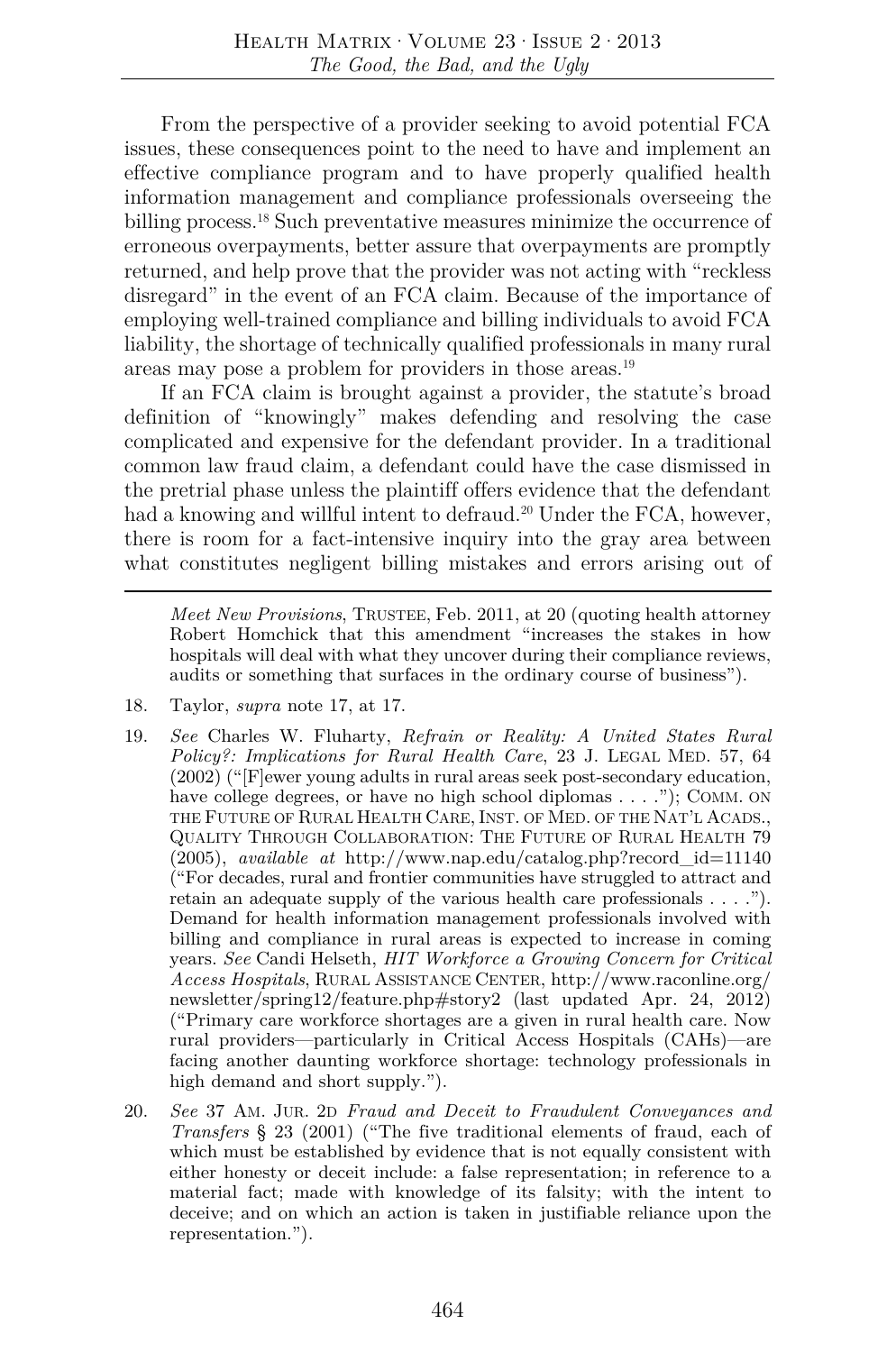From the perspective of a provider seeking to avoid potential FCA issues, these consequences point to the need to have and implement an effective compliance program and to have properly qualified health information management and compliance professionals overseeing the billing process.[18] Such preventative measures minimize the occurrence of erroneous overpayments, better assure that overpayments are promptly returned, and help prove that the provider was not acting with "reckless disregard" in the event of an FCA claim. Because of the importance of employing well-trained compliance and billing individuals to avoid FCA liability, the shortage of technically qualified professionals in many rural areas may pose a problem for providers in those areas.[19]

If an FCA claim is brought against a provider, the statute's broad definition of "knowingly" makes defending and resolving the case complicated and expensive for the defendant provider. In a traditional common law fraud claim, a defendant could have the case dismissed in the pretrial phase unless the plaintiff offers evidence that the defendant had a knowing and willful intent to defraud.[20] Under the FCA, however, there is room for a fact-intensive inquiry into the gray area between what constitutes negligent billing mistakes and errors arising out of

---

*Meet New Provisions*, TRUSTEE, Feb. 2011, at 20 (quoting health attorney Robert Homchick that this amendment "increases the stakes in how hospitals will deal with what they uncover during their compliance reviews, audits or something that surfaces in the ordinary course of business").

18. Taylor, *supra* note 17, at 17.

19. *See* Charles W. Fluharty, *Refrain or Reality: A United States Rural Policy?: Implications for Rural Health Care*, 23 J. LEGAL MED. 57, 64 (2002) ("[F]ewer young adults in rural areas seek post-secondary education, have college degrees, or have no high school diplomas . . . ."); COMM. ON THE FUTURE OF RURAL HEALTH CARE, INST. OF MED. OF THE NAT'L ACADS., QUALITY THROUGH COLLABORATION: THE FUTURE OF RURAL HEALTH 79 (2005), *available at* http://www.nap.edu/catalog.php?record_id=11140 ("For decades, rural and frontier communities have struggled to attract and retain an adequate supply of the various health care professionals . . . ."). Demand for health information management professionals involved with billing and compliance in rural areas is expected to increase in coming years. *See* Candi Helseth, *HIT Workforce a Growing Concern for Critical Access Hospitals*, RURAL ASSISTANCE CENTER, http://www.raconline.org/newsletter/spring12/feature.php#story2 (last updated Apr. 24, 2012) ("Primary care workforce shortages are a given in rural health care. Now rural providers—particularly in Critical Access Hospitals (CAHs)—are facing another daunting workforce shortage: technology professionals in high demand and short supply.").

20. *See* 37 AM. JUR. 2D *Fraud and Deceit to Fraudulent Conveyances and Transfers* § 23 (2001) ("The five traditional elements of fraud, each of which must be established by evidence that is not equally consistent with either honesty or deceit include: a false representation; in reference to a material fact; made with knowledge of its falsity; with the intent to deceive; and on which an action is taken in justifiable reliance upon the representation.").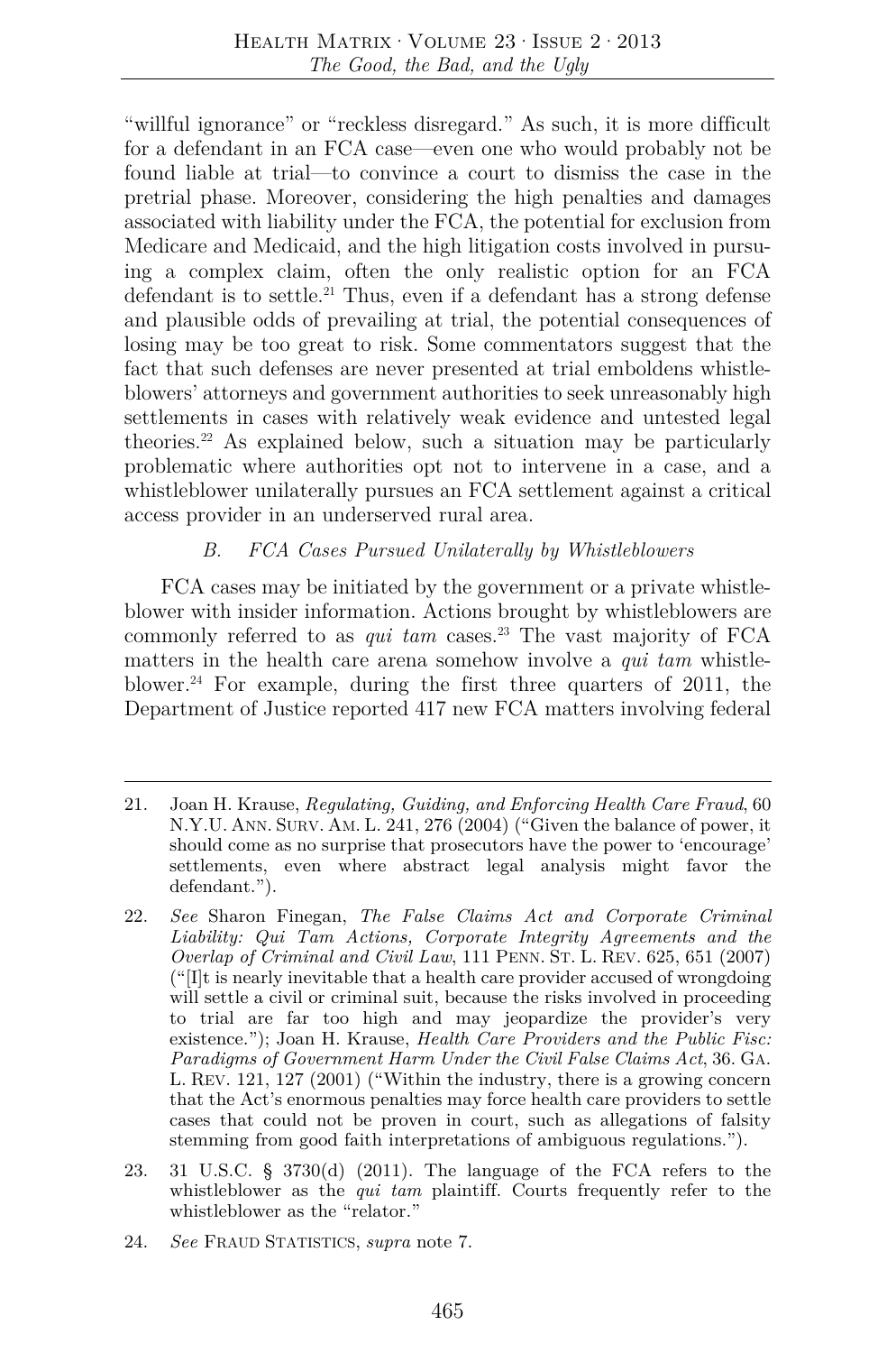"willful ignorance" or "reckless disregard." As such, it is more difficult for a defendant in an FCA case—even one who would probably not be found liable at trial—to convince a court to dismiss the case in the pretrial phase. Moreover, considering the high penalties and damages associated with liability under the FCA, the potential for exclusion from Medicare and Medicaid, and the high litigation costs involved in pursuing a complex claim, often the only realistic option for an FCA defendant is to settle.[21] Thus, even if a defendant has a strong defense and plausible odds of prevailing at trial, the potential consequences of losing may be too great to risk. Some commentators suggest that the fact that such defenses are never presented at trial emboldens whistleblowers' attorneys and government authorities to seek unreasonably high settlements in cases with relatively weak evidence and untested legal theories.[22] As explained below, such a situation may be particularly problematic where authorities opt not to intervene in a case, and a whistleblower unilaterally pursues an FCA settlement against a critical access provider in an underserved rural area.

### B. *FCA Cases Pursued Unilaterally by Whistleblowers*

FCA cases may be initiated by the government or a private whistleblower with insider information. Actions brought by whistleblowers are commonly referred to as *qui tam* cases.[23] The vast majority of FCA matters in the health care arena somehow involve a *qui tam* whistleblower.[24] For example, during the first three quarters of 2011, the Department of Justice reported 417 new FCA matters involving federal

---

21. Joan H. Krause, *Regulating, Guiding, and Enforcing Health Care Fraud*, 60 N.Y.U. ANN. SURV. AM. L. 241, 276 (2004) ("Given the balance of power, it should come as no surprise that prosecutors have the power to 'encourage' settlements, even where abstract legal analysis might favor the defendant.").

22. *See* Sharon Finegan, *The False Claims Act and Corporate Criminal Liability: Qui Tam Actions, Corporate Integrity Agreements and the Overlap of Criminal and Civil Law*, 111 PENN. ST. L. REV. 625, 651 (2007) ("[I]t is nearly inevitable that a health care provider accused of wrongdoing will settle a civil or criminal suit, because the risks involved in proceeding to trial are far too high and may jeopardize the provider's very existence."); Joan H. Krause, *Health Care Providers and the Public Fisc: Paradigms of Government Harm Under the Civil False Claims Act*, 36. GA. L. REV. 121, 127 (2001) ("Within the industry, there is a growing concern that the Act's enormous penalties may force health care providers to settle cases that could not be proven in court, such as allegations of falsity stemming from good faith interpretations of ambiguous regulations.").

23. 31 U.S.C. § 3730(d) (2011). The language of the FCA refers to the whistleblower as the *qui tam* plaintiff. Courts frequently refer to the whistleblower as the "relator."

24. *See* FRAUD STATISTICS, *supra* note 7.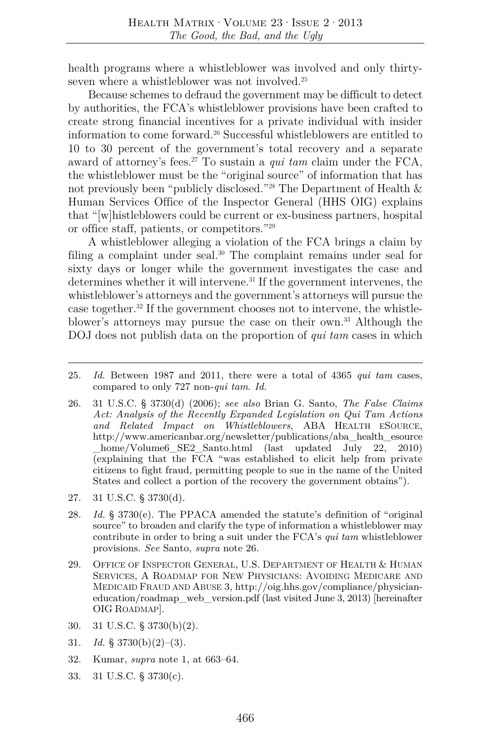health programs where a whistleblower was involved and only thirty-seven where a whistleblower was not involved.[25]

Because schemes to defraud the government may be difficult to detect by authorities, the FCA's whistleblower provisions have been crafted to create strong financial incentives for a private individual with insider information to come forward.[26] Successful whistleblowers are entitled to 10 to 30 percent of the government's total recovery and a separate award of attorney's fees.[27] To sustain a *qui tam* claim under the FCA, the whistleblower must be the "original source" of information that has not previously been "publicly disclosed."[28] The Department of Health & Human Services Office of the Inspector General (HHS OIG) explains that "[w]histleblowers could be current or ex-business partners, hospital or office staff, patients, or competitors."[29]

A whistleblower alleging a violation of the FCA brings a claim by filing a complaint under seal.[30] The complaint remains under seal for sixty days or longer while the government investigates the case and determines whether it will intervene.[31] If the government intervenes, the whistleblower's attorneys and the government's attorneys will pursue the case together.[32] If the government chooses not to intervene, the whistleblower's attorneys may pursue the case on their own.[33] Although the DOJ does not publish data on the proportion of *qui tam* cases in which

---

25. *Id.* Between 1987 and 2011, there were a total of 4365 *qui tam* cases, compared to only 727 non-*qui tam*. *Id.*

26. 31 U.S.C. § 3730(d) (2006); *see also* Brian G. Santo, *The False Claims Act: Analysis of the Recently Expanded Legislation on Qui Tam Actions and Related Impact on Whistleblowers*, ABA Health eSource, http://www.americanbar.org/newsletter/publications/aba_health_esource_home/Volume6_SE2_Santo.html (last updated July 22, 2010) (explaining that the FCA "was established to elicit help from private citizens to fight fraud, permitting people to sue in the name of the United States and collect a portion of the recovery the government obtains").

27. 31 U.S.C. § 3730(d).

28. *Id.* § 3730(e). The PPACA amended the statute's definition of "original source" to broaden and clarify the type of information a whistleblower may contribute in order to bring a suit under the FCA's *qui tam* whistleblower provisions. *See* Santo, *supra* note 26.

29. Office of Inspector General, U.S. Department of Health & Human Services, A Roadmap for New Physicians: Avoiding Medicare and Medicaid Fraud and Abuse 3, http://oig.hhs.gov/compliance/physician-education/roadmap_web_version.pdf (last visited June 3, 2013) [hereinafter OIG Roadmap].

30. 31 U.S.C. § 3730(b)(2).

31. *Id.* § 3730(b)(2)–(3).

32. Kumar, *supra* note 1, at 663–64.

33. 31 U.S.C. § 3730(c).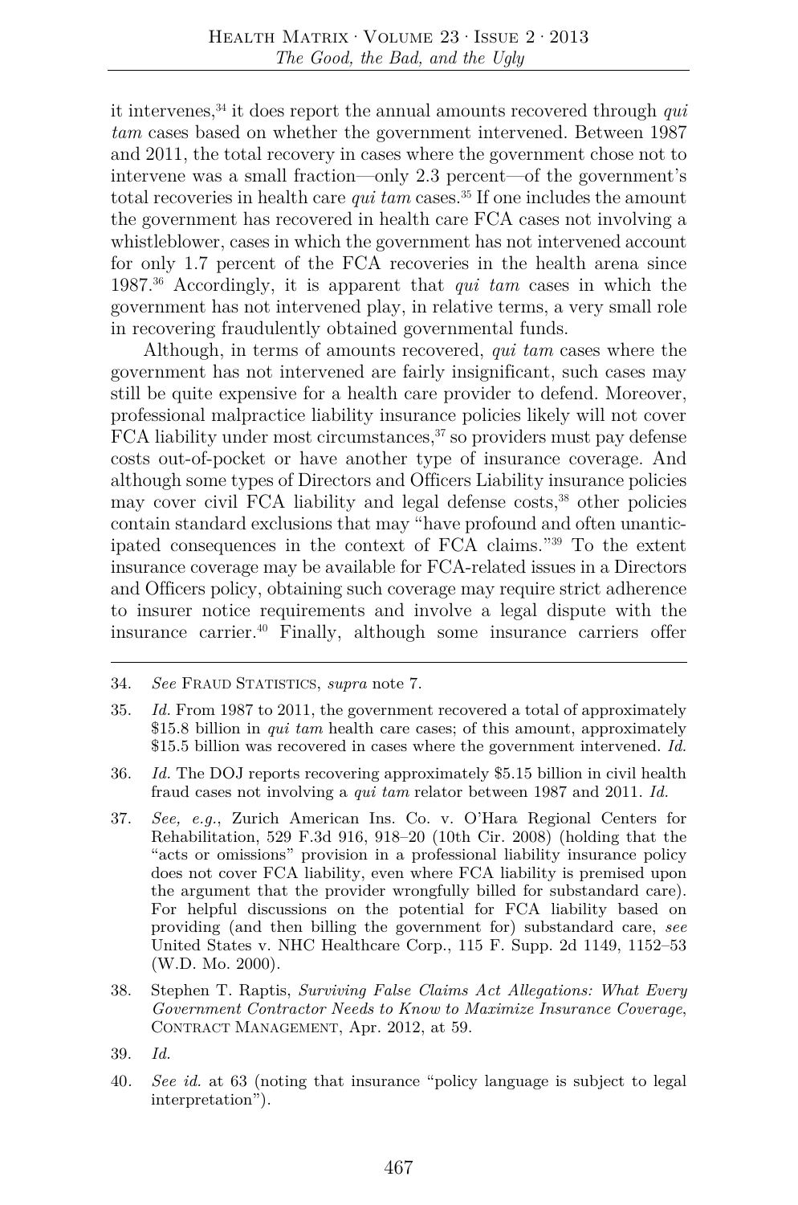it intervenes,[34] it does report the annual amounts recovered through *qui tam* cases based on whether the government intervened. Between 1987 and 2011, the total recovery in cases where the government chose not to intervene was a small fraction—only 2.3 percent—of the government's total recoveries in health care *qui tam* cases.[35] If one includes the amount the government has recovered in health care FCA cases not involving a whistleblower, cases in which the government has not intervened account for only 1.7 percent of the FCA recoveries in the health arena since 1987.[36] Accordingly, it is apparent that *qui tam* cases in which the government has not intervened play, in relative terms, a very small role in recovering fraudulently obtained governmental funds.

Although, in terms of amounts recovered, *qui tam* cases where the government has not intervened are fairly insignificant, such cases may still be quite expensive for a health care provider to defend. Moreover, professional malpractice liability insurance policies likely will not cover FCA liability under most circumstances,[37] so providers must pay defense costs out-of-pocket or have another type of insurance coverage. And although some types of Directors and Officers Liability insurance policies may cover civil FCA liability and legal defense costs,[38] other policies contain standard exclusions that may "have profound and often unanticipated consequences in the context of FCA claims."[39] To the extent insurance coverage may be available for FCA-related issues in a Directors and Officers policy, obtaining such coverage may require strict adherence to insurer notice requirements and involve a legal dispute with the insurance carrier.[40] Finally, although some insurance carriers offer

---

34. *See* FRAUD STATISTICS, *supra* note 7.

35. *Id.* From 1987 to 2011, the government recovered a total of approximately \$15.8 billion in *qui tam* health care cases; of this amount, approximately \$15.5 billion was recovered in cases where the government intervened. *Id.*

36. *Id.* The DOJ reports recovering approximately \$5.15 billion in civil health fraud cases not involving a *qui tam* relator between 1987 and 2011. *Id.*

37. *See, e.g.*, Zurich American Ins. Co. v. O'Hara Regional Centers for Rehabilitation, 529 F.3d 916, 918–20 (10th Cir. 2008) (holding that the "acts or omissions" provision in a professional liability insurance policy does not cover FCA liability, even where FCA liability is premised upon the argument that the provider wrongfully billed for substandard care). For helpful discussions on the potential for FCA liability based on providing (and then billing the government for) substandard care, *see* United States v. NHC Healthcare Corp., 115 F. Supp. 2d 1149, 1152–53 (W.D. Mo. 2000).

38. Stephen T. Raptis, *Surviving False Claims Act Allegations: What Every Government Contractor Needs to Know to Maximize Insurance Coverage*, CONTRACT MANAGEMENT, Apr. 2012, at 59.

39. *Id.*

40. *See id.* at 63 (noting that insurance "policy language is subject to legal interpretation").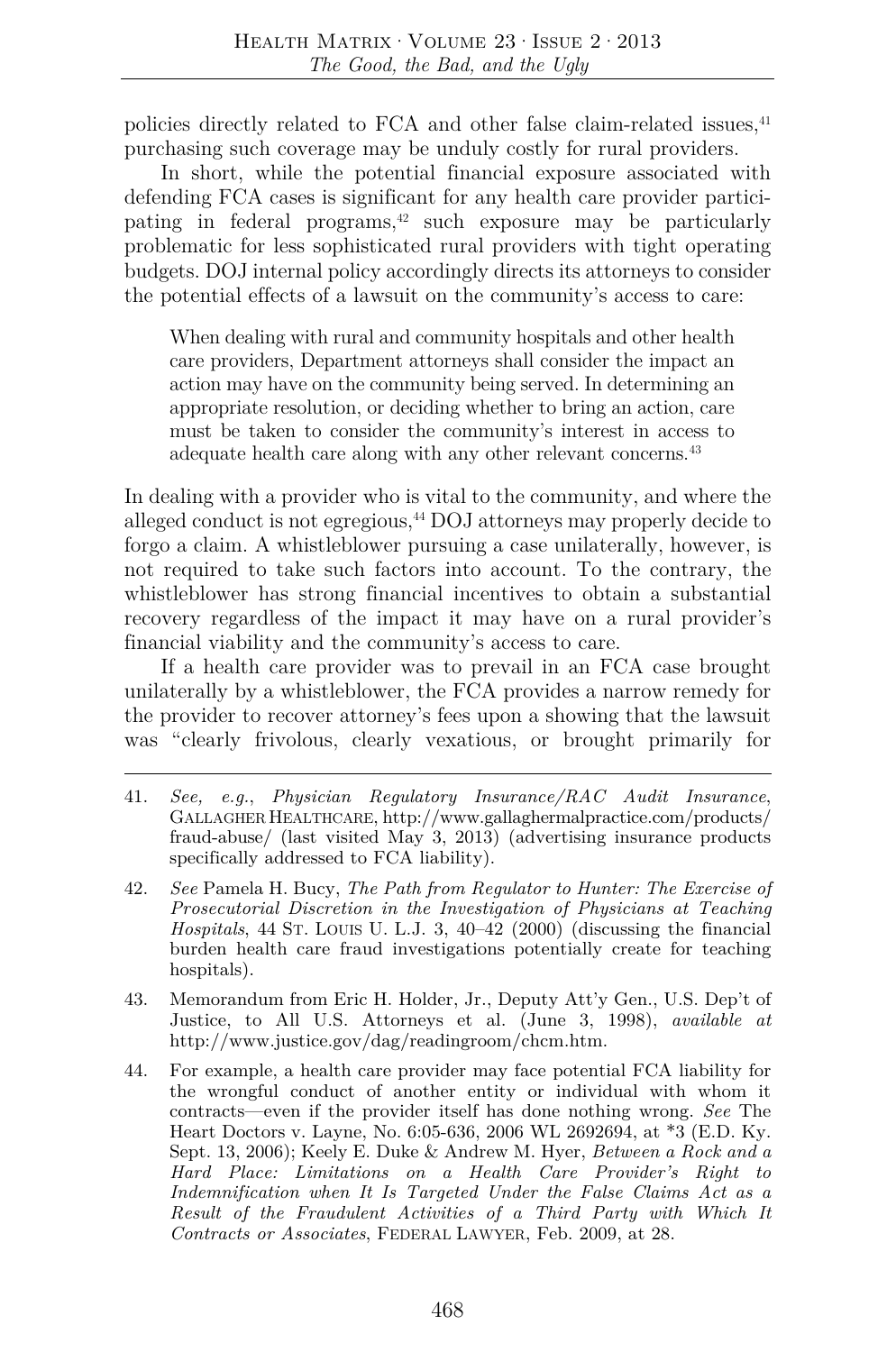policies directly related to FCA and other false claim-related issues,[41] purchasing such coverage may be unduly costly for rural providers.

In short, while the potential financial exposure associated with defending FCA cases is significant for any health care provider participating in federal programs,[42] such exposure may be particularly problematic for less sophisticated rural providers with tight operating budgets. DOJ internal policy accordingly directs its attorneys to consider the potential effects of a lawsuit on the community's access to care:

> When dealing with rural and community hospitals and other health care providers, Department attorneys shall consider the impact an action may have on the community being served. In determining an appropriate resolution, or deciding whether to bring an action, care must be taken to consider the community's interest in access to adequate health care along with any other relevant concerns.[43]

In dealing with a provider who is vital to the community, and where the alleged conduct is not egregious,[44] DOJ attorneys may properly decide to forgo a claim. A whistleblower pursuing a case unilaterally, however, is not required to take such factors into account. To the contrary, the whistleblower has strong financial incentives to obtain a substantial recovery regardless of the impact it may have on a rural provider's financial viability and the community's access to care.

If a health care provider was to prevail in an FCA case brought unilaterally by a whistleblower, the FCA provides a narrow remedy for the provider to recover attorney's fees upon a showing that the lawsuit was "clearly frivolous, clearly vexatious, or brought primarily for

---

41. *See, e.g.*, *Physician Regulatory Insurance/RAC Audit Insurance*, GALLAGHER HEALTHCARE, http://www.gallaghermalpractice.com/products/fraud-abuse/ (last visited May 3, 2013) (advertising insurance products specifically addressed to FCA liability).

42. *See* Pamela H. Bucy, *The Path from Regulator to Hunter: The Exercise of Prosecutorial Discretion in the Investigation of Physicians at Teaching Hospitals*, 44 ST. LOUIS U. L.J. 3, 40–42 (2000) (discussing the financial burden health care fraud investigations potentially create for teaching hospitals).

43. Memorandum from Eric H. Holder, Jr., Deputy Att'y Gen., U.S. Dep't of Justice, to All U.S. Attorneys et al. (June 3, 1998), *available at* http://www.justice.gov/dag/readingroom/chcm.htm.

44. For example, a health care provider may face potential FCA liability for the wrongful conduct of another entity or individual with whom it contracts—even if the provider itself has done nothing wrong. *See* The Heart Doctors v. Layne, No. 6:05-636, 2006 WL 2692694, at *3 (E.D. Ky. Sept. 13, 2006); Keely E. Duke & Andrew M. Hyer, *Between a Rock and a Hard Place: Limitations on a Health Care Provider's Right to Indemnification when It Is Targeted Under the False Claims Act as a Result of the Fraudulent Activities of a Third Party with Which It Contracts or Associates*, FEDERAL LAWYER, Feb. 2009, at 28.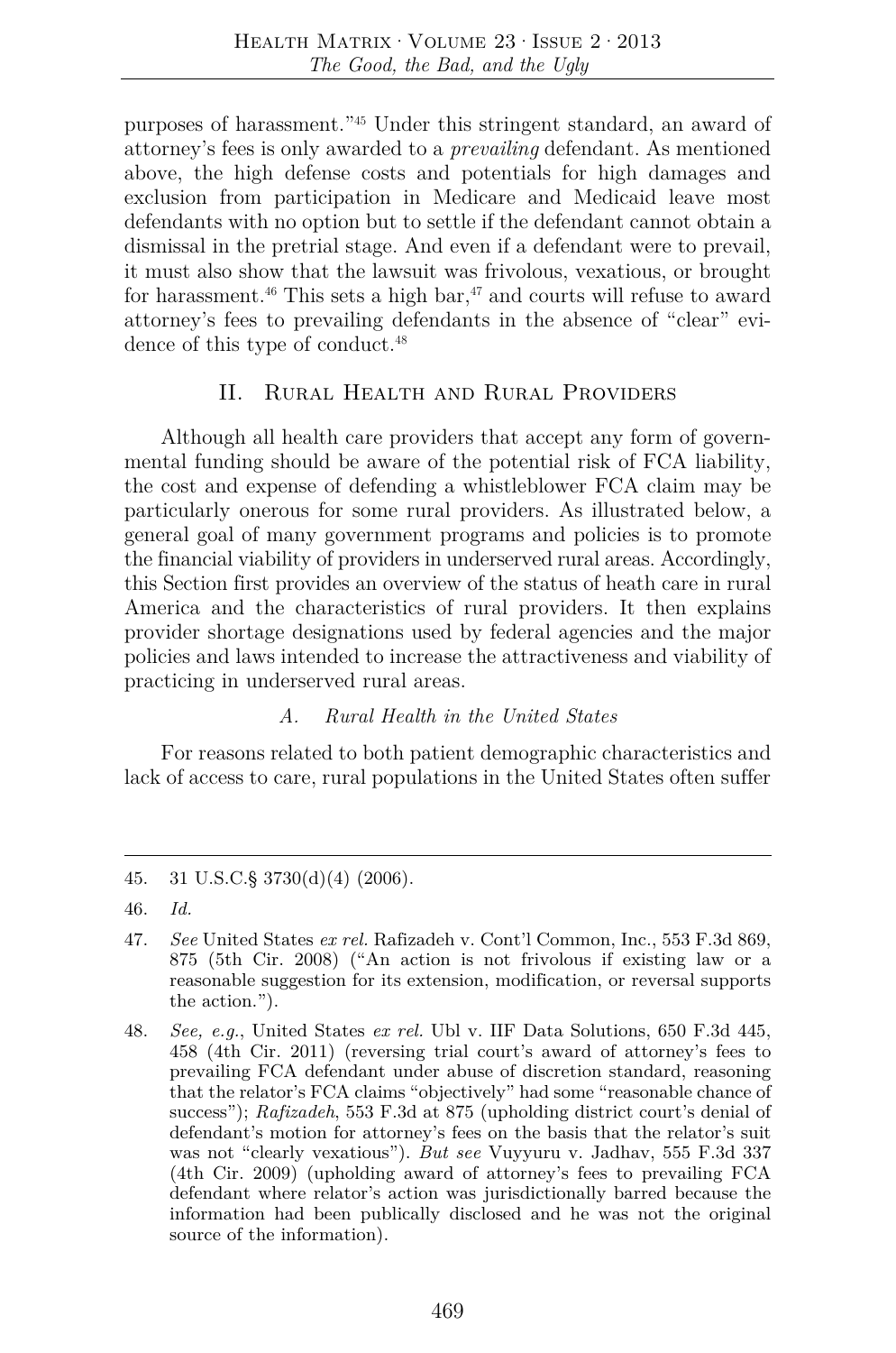purposes of harassment."[45] Under this stringent standard, an award of attorney's fees is only awarded to a *prevailing* defendant. As mentioned above, the high defense costs and potentials for high damages and exclusion from participation in Medicare and Medicaid leave most defendants with no option but to settle if the defendant cannot obtain a dismissal in the pretrial stage. And even if a defendant were to prevail, it must also show that the lawsuit was frivolous, vexatious, or brought for harassment.[46] This sets a high bar,[47] and courts will refuse to award attorney's fees to prevailing defendants in the absence of "clear" evidence of this type of conduct.[48]

## II. Rural Health and Rural Providers

Although all health care providers that accept any form of governmental funding should be aware of the potential risk of FCA liability, the cost and expense of defending a whistleblower FCA claim may be particularly onerous for some rural providers. As illustrated below, a general goal of many government programs and policies is to promote the financial viability of providers in underserved rural areas. Accordingly, this Section first provides an overview of the status of heath care in rural America and the characteristics of rural providers. It then explains provider shortage designations used by federal agencies and the major policies and laws intended to increase the attractiveness and viability of practicing in underserved rural areas.

### *A. Rural Health in the United States*

For reasons related to both patient demographic characteristics and lack of access to care, rural populations in the United States often suffer

---

45. 31 U.S.C.§ 3730(d)(4) (2006).

46. *Id.*

47. *See* United States *ex rel.* Rafizadeh v. Cont'l Common, Inc., 553 F.3d 869, 875 (5th Cir. 2008) ("An action is not frivolous if existing law or a reasonable suggestion for its extension, modification, or reversal supports the action.").

48. *See, e.g.*, United States *ex rel.* Ubl v. IIF Data Solutions, 650 F.3d 445, 458 (4th Cir. 2011) (reversing trial court's award of attorney's fees to prevailing FCA defendant under abuse of discretion standard, reasoning that the relator's FCA claims "objectively" had some "reasonable chance of success"); *Rafizadeh*, 553 F.3d at 875 (upholding district court's denial of defendant's motion for attorney's fees on the basis that the relator's suit was not "clearly vexatious"). *But see* Vuyyuru v. Jadhav, 555 F.3d 337 (4th Cir. 2009) (upholding award of attorney's fees to prevailing FCA defendant where relator's action was jurisdictionally barred because the information had been publically disclosed and he was not the original source of the information).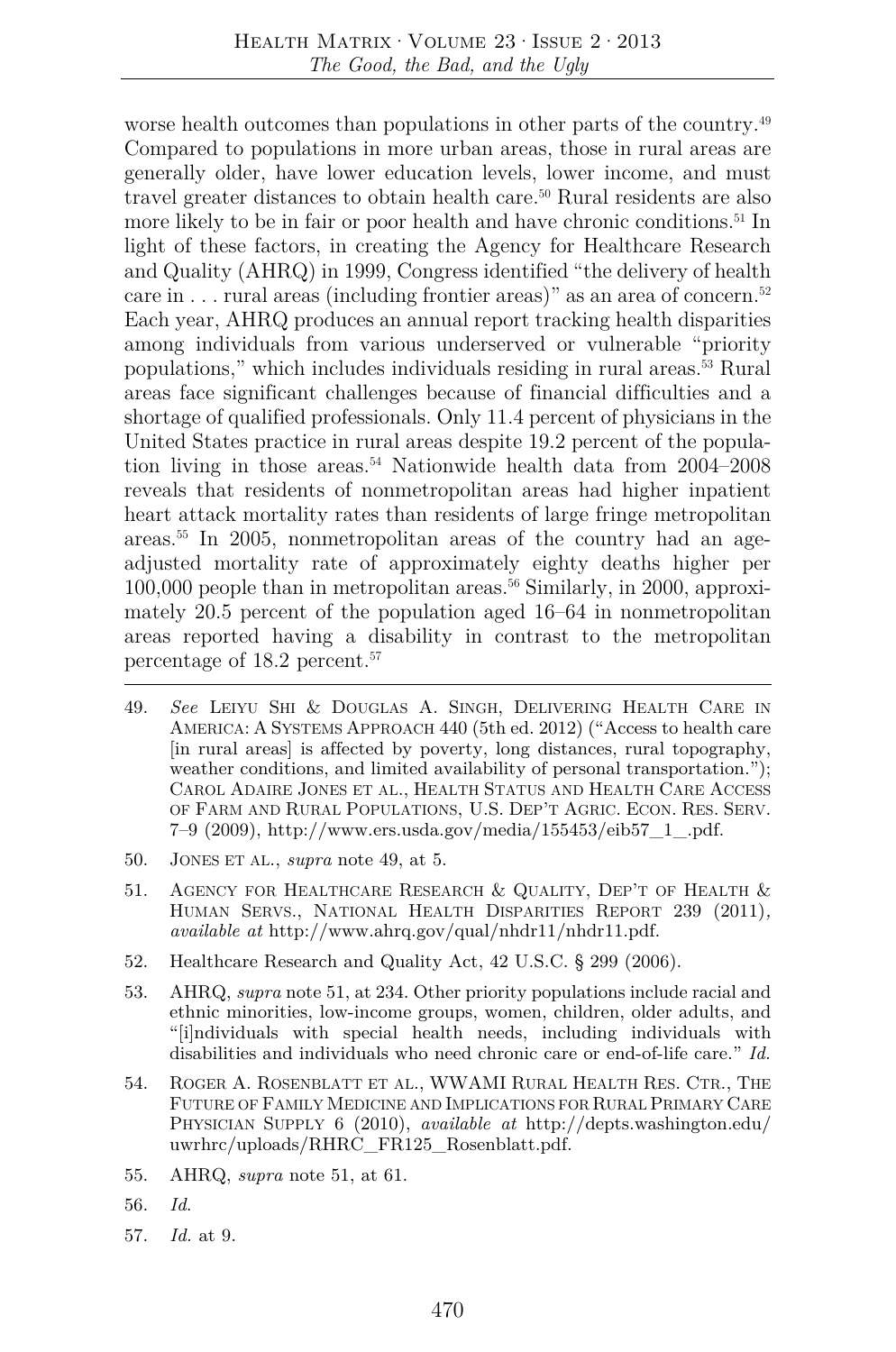worse health outcomes than populations in other parts of the country.[49] Compared to populations in more urban areas, those in rural areas are generally older, have lower education levels, lower income, and must travel greater distances to obtain health care.[50] Rural residents are also more likely to be in fair or poor health and have chronic conditions.[51] In light of these factors, in creating the Agency for Healthcare Research and Quality (AHRQ) in 1999, Congress identified "the delivery of health care in . . . rural areas (including frontier areas)" as an area of concern.[52] Each year, AHRQ produces an annual report tracking health disparities among individuals from various underserved or vulnerable "priority populations," which includes individuals residing in rural areas.[53] Rural areas face significant challenges because of financial difficulties and a shortage of qualified professionals. Only 11.4 percent of physicians in the United States practice in rural areas despite 19.2 percent of the population living in those areas.[54] Nationwide health data from 2004–2008 reveals that residents of nonmetropolitan areas had higher inpatient heart attack mortality rates than residents of large fringe metropolitan areas.[55] In 2005, nonmetropolitan areas of the country had an age-adjusted mortality rate of approximately eighty deaths higher per 100,000 people than in metropolitan areas.[56] Similarly, in 2000, approximately 20.5 percent of the population aged 16–64 in nonmetropolitan areas reported having a disability in contrast to the metropolitan percentage of 18.2 percent.[57]

---

49. *See* Leiyu Shi & Douglas A. Singh, Delivering Health Care in America: A Systems Approach 440 (5th ed. 2012) ("Access to health care [in rural areas] is affected by poverty, long distances, rural topography, weather conditions, and limited availability of personal transportation."); Carol Adaire Jones et al., Health Status and Health Care Access of Farm and Rural Populations, U.S. Dep't Agric. Econ. Res. Serv. 7–9 (2009), http://www.ers.usda.gov/media/155453/eib57_1_.pdf.

50. Jones et al., *supra* note 49, at 5.

51. Agency for Healthcare Research & Quality, Dep't of Health & Human Servs., National Health Disparities Report 239 (2011), *available at* http://www.ahrq.gov/qual/nhdr11/nhdr11.pdf.

52. Healthcare Research and Quality Act, 42 U.S.C. § 299 (2006).

53. AHRQ, *supra* note 51, at 234. Other priority populations include racial and ethnic minorities, low-income groups, women, children, older adults, and "[i]ndividuals with special health needs, including individuals with disabilities and individuals who need chronic care or end-of-life care." *Id.*

54. Roger A. Rosenblatt et al., WWAMI Rural Health Res. Ctr., The Future of Family Medicine and Implications for Rural Primary Care Physician Supply 6 (2010), *available at* http://depts.washington.edu/uwrhrc/uploads/RHRC_FR125_Rosenblatt.pdf.

55. AHRQ, *supra* note 51, at 61.

56. *Id.*

57. *Id.* at 9.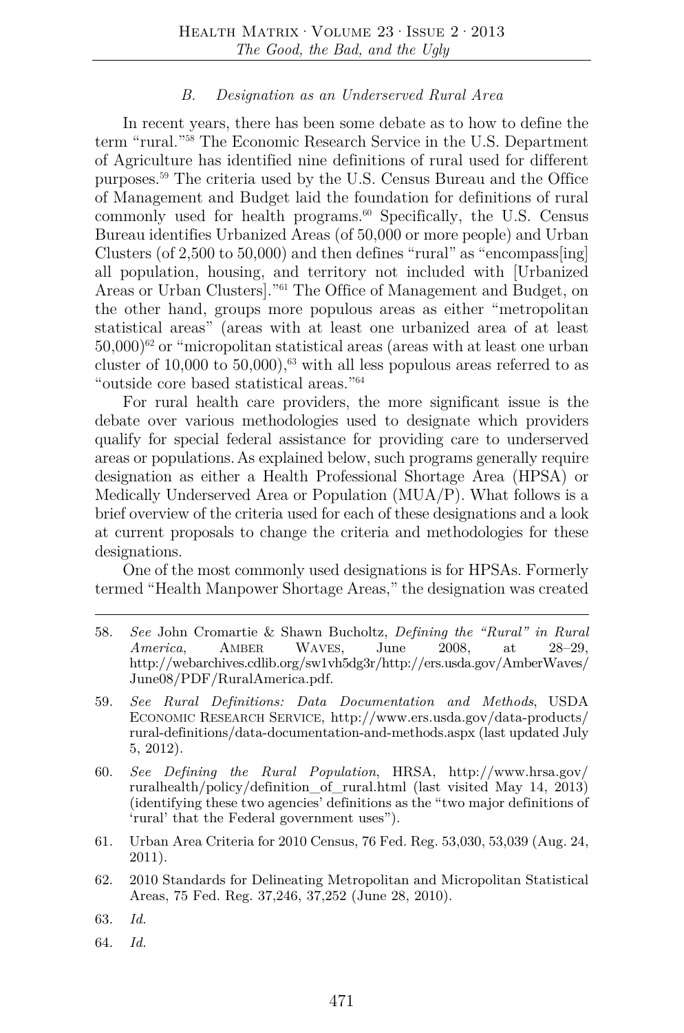### *B. Designation as an Underserved Rural Area*

In recent years, there has been some debate as to how to define the term "rural."[58] The Economic Research Service in the U.S. Department of Agriculture has identified nine definitions of rural used for different purposes.[59] The criteria used by the U.S. Census Bureau and the Office of Management and Budget laid the foundation for definitions of rural commonly used for health programs.[60] Specifically, the U.S. Census Bureau identifies Urbanized Areas (of 50,000 or more people) and Urban Clusters (of 2,500 to 50,000) and then defines "rural" as "encompass[ing] all population, housing, and territory not included with [Urbanized Areas or Urban Clusters]."[61] The Office of Management and Budget, on the other hand, groups more populous areas as either "metropolitan statistical areas" (areas with at least one urbanized area of at least 50,000)[62] or "micropolitan statistical areas (areas with at least one urban cluster of 10,000 to 50,000),[63] with all less populous areas referred to as "outside core based statistical areas."[64]

For rural health care providers, the more significant issue is the debate over various methodologies used to designate which providers qualify for special federal assistance for providing care to underserved areas or populations. As explained below, such programs generally require designation as either a Health Professional Shortage Area (HPSA) or Medically Underserved Area or Population (MUA/P). What follows is a brief overview of the criteria used for each of these designations and a look at current proposals to change the criteria and methodologies for these designations.

One of the most commonly used designations is for HPSAs. Formerly termed "Health Manpower Shortage Areas," the designation was created

---

58. *See* John Cromartie & Shawn Bucholtz, *Defining the "Rural" in Rural America*, Amber Waves, June 2008, at 28–29, http://webarchives.cdlib.org/sw1vh5dg3r/http://ers.usda.gov/AmberWaves/June08/PDF/RuralAmerica.pdf.

59. *See Rural Definitions: Data Documentation and Methods*, USDA Economic Research Service, http://www.ers.usda.gov/data-products/rural-definitions/data-documentation-and-methods.aspx (last updated July 5, 2012).

60. *See Defining the Rural Population*, HRSA, http://www.hrsa.gov/ruralhealth/policy/definition_of_rural.html (last visited May 14, 2013) (identifying these two agencies' definitions as the "two major definitions of 'rural' that the Federal government uses").

61. Urban Area Criteria for 2010 Census, 76 Fed. Reg. 53,030, 53,039 (Aug. 24, 2011).

62. 2010 Standards for Delineating Metropolitan and Micropolitan Statistical Areas, 75 Fed. Reg. 37,246, 37,252 (June 28, 2010).

63. *Id.*

64. *Id.*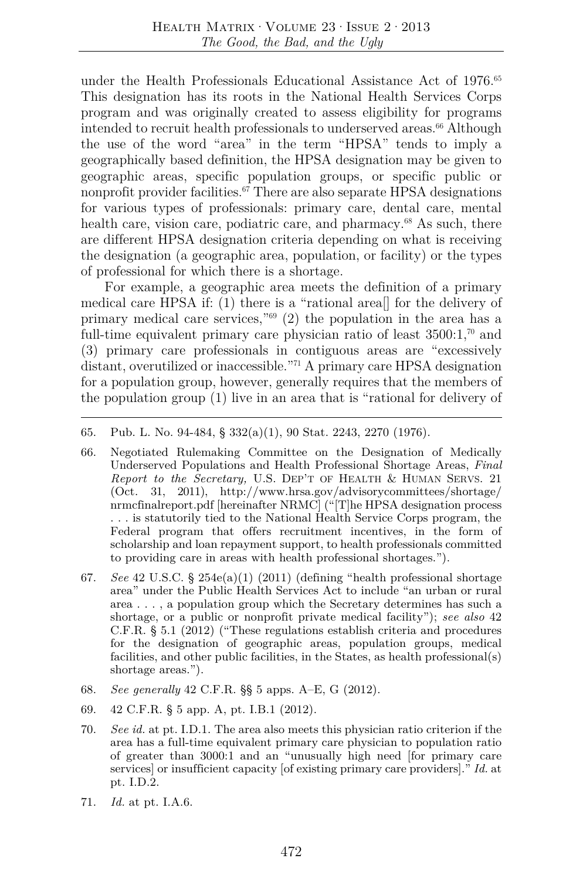under the Health Professionals Educational Assistance Act of 1976.[65] This designation has its roots in the National Health Services Corps program and was originally created to assess eligibility for programs intended to recruit health professionals to underserved areas.[66] Although the use of the word "area" in the term "HPSA" tends to imply a geographically based definition, the HPSA designation may be given to geographic areas, specific population groups, or specific public or nonprofit provider facilities.[67] There are also separate HPSA designations for various types of professionals: primary care, dental care, mental health care, vision care, podiatric care, and pharmacy.[68] As such, there are different HPSA designation criteria depending on what is receiving the designation (a geographic area, population, or facility) or the types of professional for which there is a shortage.

For example, a geographic area meets the definition of a primary medical care HPSA if: (1) there is a "rational area[] for the delivery of primary medical care services,"[69] (2) the population in the area has a full-time equivalent primary care physician ratio of least 3500:1,[70] and (3) primary care professionals in contiguous areas are "excessively distant, overutilized or inaccessible."[71] A primary care HPSA designation for a population group, however, generally requires that the members of the population group (1) live in an area that is "rational for delivery of

---

65. Pub. L. No. 94-484, § 332(a)(1), 90 Stat. 2243, 2270 (1976).

66. Negotiated Rulemaking Committee on the Designation of Medically Underserved Populations and Health Professional Shortage Areas, *Final Report to the Secretary,* U.S. DEP'T OF HEALTH & HUMAN SERVS. 21 (Oct. 31, 2011), http://www.hrsa.gov/advisorycommittees/shortage/nrmcfinalreport.pdf [hereinafter NRMC] ("[T]he HPSA designation process . . . is statutorily tied to the National Health Service Corps program, the Federal program that offers recruitment incentives, in the form of scholarship and loan repayment support, to health professionals committed to providing care in areas with health professional shortages.").

67. *See* 42 U.S.C. § 254e(a)(1) (2011) (defining "health professional shortage area" under the Public Health Services Act to include "an urban or rural area . . . , a population group which the Secretary determines has such a shortage, or a public or nonprofit private medical facility"); *see also* 42 C.F.R. § 5.1 (2012) ("These regulations establish criteria and procedures for the designation of geographic areas, population groups, medical facilities, and other public facilities, in the States, as health professional(s) shortage areas.").

68. *See generally* 42 C.F.R. §§ 5 apps. A–E, G (2012).

69. 42 C.F.R. § 5 app. A, pt. I.B.1 (2012).

70. *See id.* at pt. I.D.1. The area also meets this physician ratio criterion if the area has a full-time equivalent primary care physician to population ratio of greater than 3000:1 and an "unusually high need [for primary care services] or insufficient capacity [of existing primary care providers]." *Id.* at pt. I.D.2.

71. *Id.* at pt. I.A.6.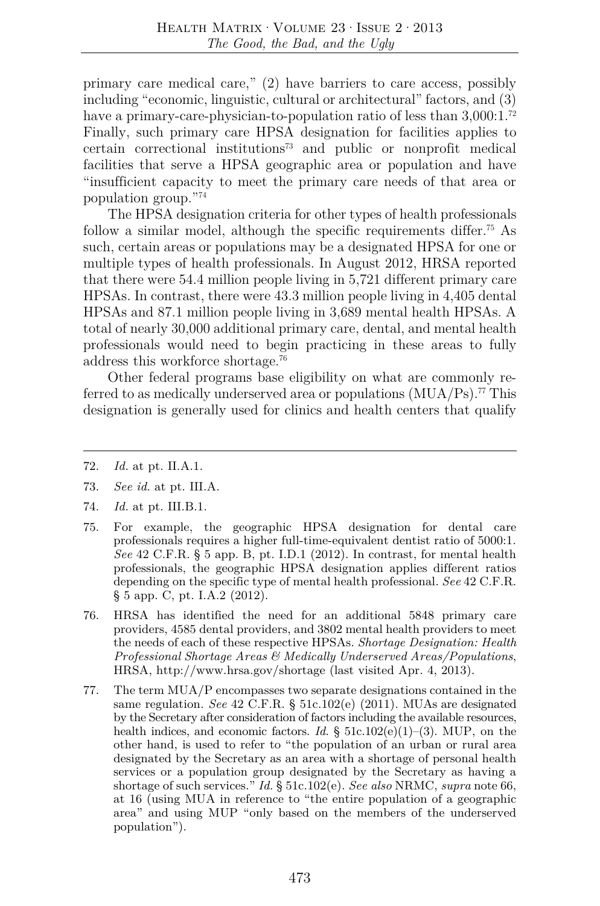primary care medical care," (2) have barriers to care access, possibly including "economic, linguistic, cultural or architectural" factors, and (3) have a primary-care-physician-to-population ratio of less than 3,000:1.[72] Finally, such primary care HPSA designation for facilities applies to certain correctional institutions[73] and public or nonprofit medical facilities that serve a HPSA geographic area or population and have "insufficient capacity to meet the primary care needs of that area or population group."[74]

The HPSA designation criteria for other types of health professionals follow a similar model, although the specific requirements differ.[75] As such, certain areas or populations may be a designated HPSA for one or multiple types of health professionals. In August 2012, HRSA reported that there were 54.4 million people living in 5,721 different primary care HPSAs. In contrast, there were 43.3 million people living in 4,405 dental HPSAs and 87.1 million people living in 3,689 mental health HPSAs. A total of nearly 30,000 additional primary care, dental, and mental health professionals would need to begin practicing in these areas to fully address this workforce shortage.[76]

Other federal programs base eligibility on what are commonly referred to as medically underserved area or populations (MUA/Ps).[77] This designation is generally used for clinics and health centers that qualify

---

72. *Id.* at pt. II.A.1.

73. *See id.* at pt. III.A.

74. *Id.* at pt. III.B.1.

75. For example, the geographic HPSA designation for dental care professionals requires a higher full-time-equivalent dentist ratio of 5000:1. *See* 42 C.F.R. § 5 app. B, pt. I.D.1 (2012). In contrast, for mental health professionals, the geographic HPSA designation applies different ratios depending on the specific type of mental health professional. *See* 42 C.F.R. § 5 app. C, pt. I.A.2 (2012).

76. HRSA has identified the need for an additional 5848 primary care providers, 4585 dental providers, and 3802 mental health providers to meet the needs of each of these respective HPSAs. *Shortage Designation: Health Professional Shortage Areas & Medically Underserved Areas/Populations*, HRSA, http://www.hrsa.gov/shortage (last visited Apr. 4, 2013).

77. The term MUA/P encompasses two separate designations contained in the same regulation. *See* 42 C.F.R. § 51c.102(e) (2011). MUAs are designated by the Secretary after consideration of factors including the available resources, health indices, and economic factors. *Id.* § 51c.102(e)(1)–(3). MUP, on the other hand, is used to refer to "the population of an urban or rural area designated by the Secretary as an area with a shortage of personal health services or a population group designated by the Secretary as having a shortage of such services." *Id.* § 51c.102(e). *See also* NRMC, *supra* note 66, at 16 (using MUA in reference to "the entire population of a geographic area" and using MUP "only based on the members of the underserved population").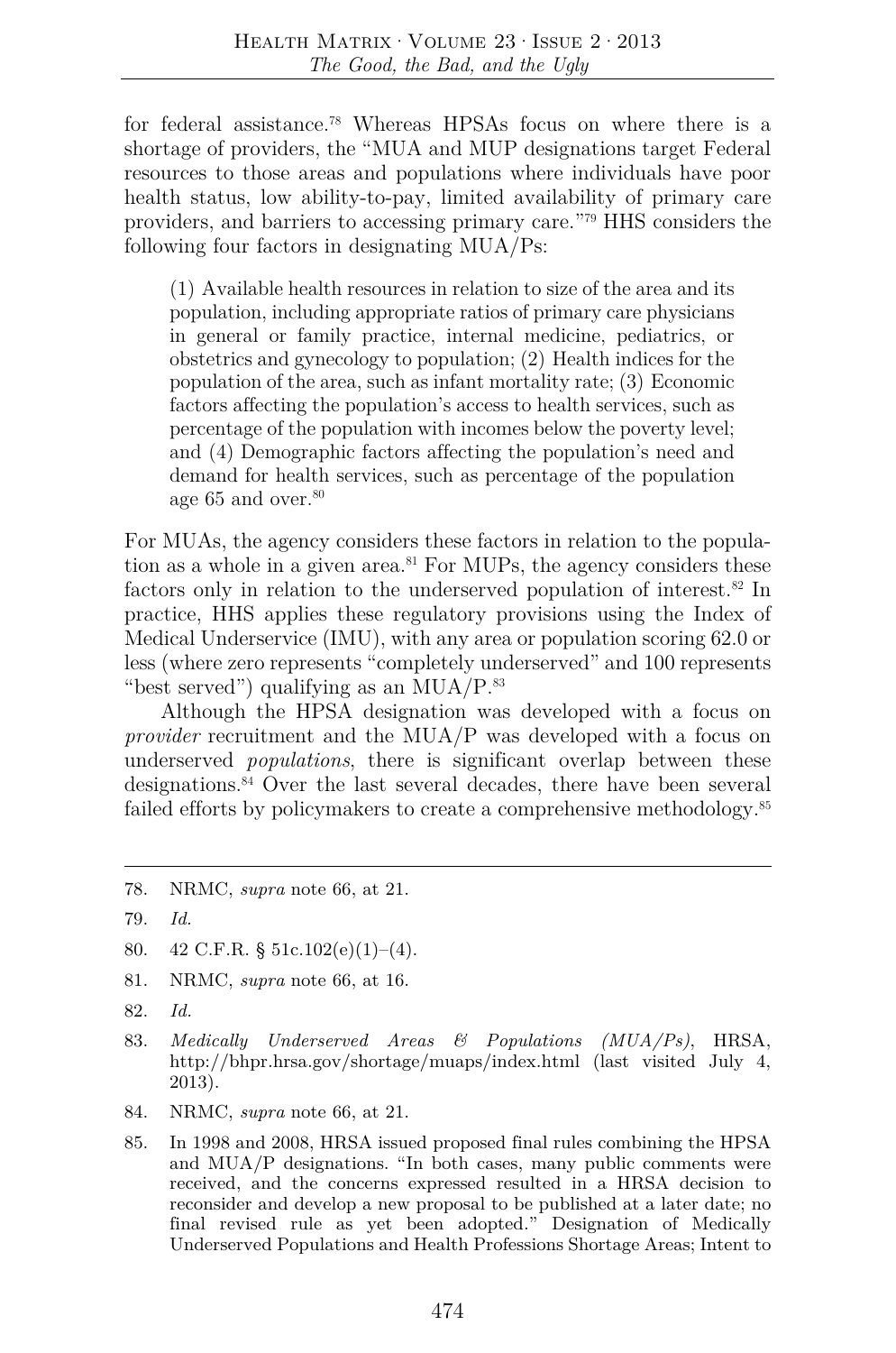for federal assistance.[78] Whereas HPSAs focus on where there is a shortage of providers, the "MUA and MUP designations target Federal resources to those areas and populations where individuals have poor health status, low ability-to-pay, limited availability of primary care providers, and barriers to accessing primary care."[79] HHS considers the following four factors in designating MUA/Ps:

> (1) Available health resources in relation to size of the area and its population, including appropriate ratios of primary care physicians in general or family practice, internal medicine, pediatrics, or obstetrics and gynecology to population; (2) Health indices for the population of the area, such as infant mortality rate; (3) Economic factors affecting the population's access to health services, such as percentage of the population with incomes below the poverty level; and (4) Demographic factors affecting the population's need and demand for health services, such as percentage of the population age 65 and over.[80]

For MUAs, the agency considers these factors in relation to the population as a whole in a given area.[81] For MUPs, the agency considers these factors only in relation to the underserved population of interest.[82] In practice, HHS applies these regulatory provisions using the Index of Medical Underservice (IMU), with any area or population scoring 62.0 or less (where zero represents "completely underserved" and 100 represents "best served") qualifying as an MUA/P.[83]

Although the HPSA designation was developed with a focus on *provider* recruitment and the MUA/P was developed with a focus on underserved *populations*, there is significant overlap between these designations.[84] Over the last several decades, there have been several failed efforts by policymakers to create a comprehensive methodology.[85]

---

78. NRMC, *supra* note 66, at 21.

79. *Id.*

80. 42 C.F.R. § 51c.102(e)(1)–(4).

81. NRMC, *supra* note 66, at 16.

82. *Id.*

83. *Medically Underserved Areas & Populations (MUA/Ps)*, HRSA, http://bhpr.hrsa.gov/shortage/muaps/index.html (last visited July 4, 2013).

84. NRMC, *supra* note 66, at 21.

85. In 1998 and 2008, HRSA issued proposed final rules combining the HPSA and MUA/P designations. "In both cases, many public comments were received, and the concerns expressed resulted in a HRSA decision to reconsider and develop a new proposal to be published at a later date; no final revised rule as yet been adopted." Designation of Medically Underserved Populations and Health Professions Shortage Areas; Intent to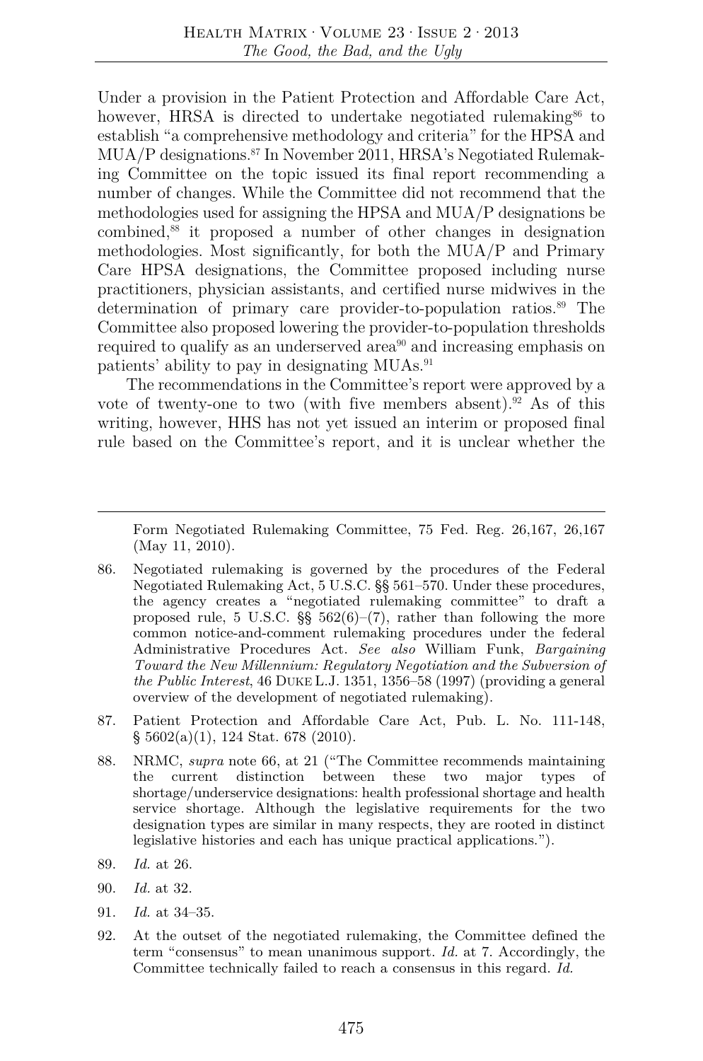Under a provision in the Patient Protection and Affordable Care Act, however, HRSA is directed to undertake negotiated rulemaking[86] to establish "a comprehensive methodology and criteria" for the HPSA and MUA/P designations.[87] In November 2011, HRSA's Negotiated Rulemaking Committee on the topic issued its final report recommending a number of changes. While the Committee did not recommend that the methodologies used for assigning the HPSA and MUA/P designations be combined,[88] it proposed a number of other changes in designation methodologies. Most significantly, for both the MUA/P and Primary Care HPSA designations, the Committee proposed including nurse practitioners, physician assistants, and certified nurse midwives in the determination of primary care provider-to-population ratios.[89] The Committee also proposed lowering the provider-to-population thresholds required to qualify as an underserved area[90] and increasing emphasis on patients' ability to pay in designating MUAs.[91]

The recommendations in the Committee's report were approved by a vote of twenty-one to two (with five members absent).[92] As of this writing, however, HHS has not yet issued an interim or proposed final rule based on the Committee's report, and it is unclear whether the

---

Form Negotiated Rulemaking Committee, 75 Fed. Reg. 26,167, 26,167 (May 11, 2010).

86. Negotiated rulemaking is governed by the procedures of the Federal Negotiated Rulemaking Act, 5 U.S.C. §§ 561–570. Under these procedures, the agency creates a "negotiated rulemaking committee" to draft a proposed rule, 5 U.S.C. §§ 562(6)–(7), rather than following the more common notice-and-comment rulemaking procedures under the federal Administrative Procedures Act. *See also* William Funk, *Bargaining Toward the New Millennium: Regulatory Negotiation and the Subversion of the Public Interest*, 46 DUKE L.J. 1351, 1356–58 (1997) (providing a general overview of the development of negotiated rulemaking).

87. Patient Protection and Affordable Care Act, Pub. L. No. 111-148, § 5602(a)(1), 124 Stat. 678 (2010).

88. NRMC, *supra* note 66, at 21 ("The Committee recommends maintaining the current distinction between these two major types of shortage/underservice designations: health professional shortage and health service shortage. Although the legislative requirements for the two designation types are similar in many respects, they are rooted in distinct legislative histories and each has unique practical applications.").

89. *Id.* at 26.

90. *Id.* at 32.

91. *Id.* at 34–35.

92. At the outset of the negotiated rulemaking, the Committee defined the term "consensus" to mean unanimous support. *Id.* at 7. Accordingly, the Committee technically failed to reach a consensus in this regard. *Id.*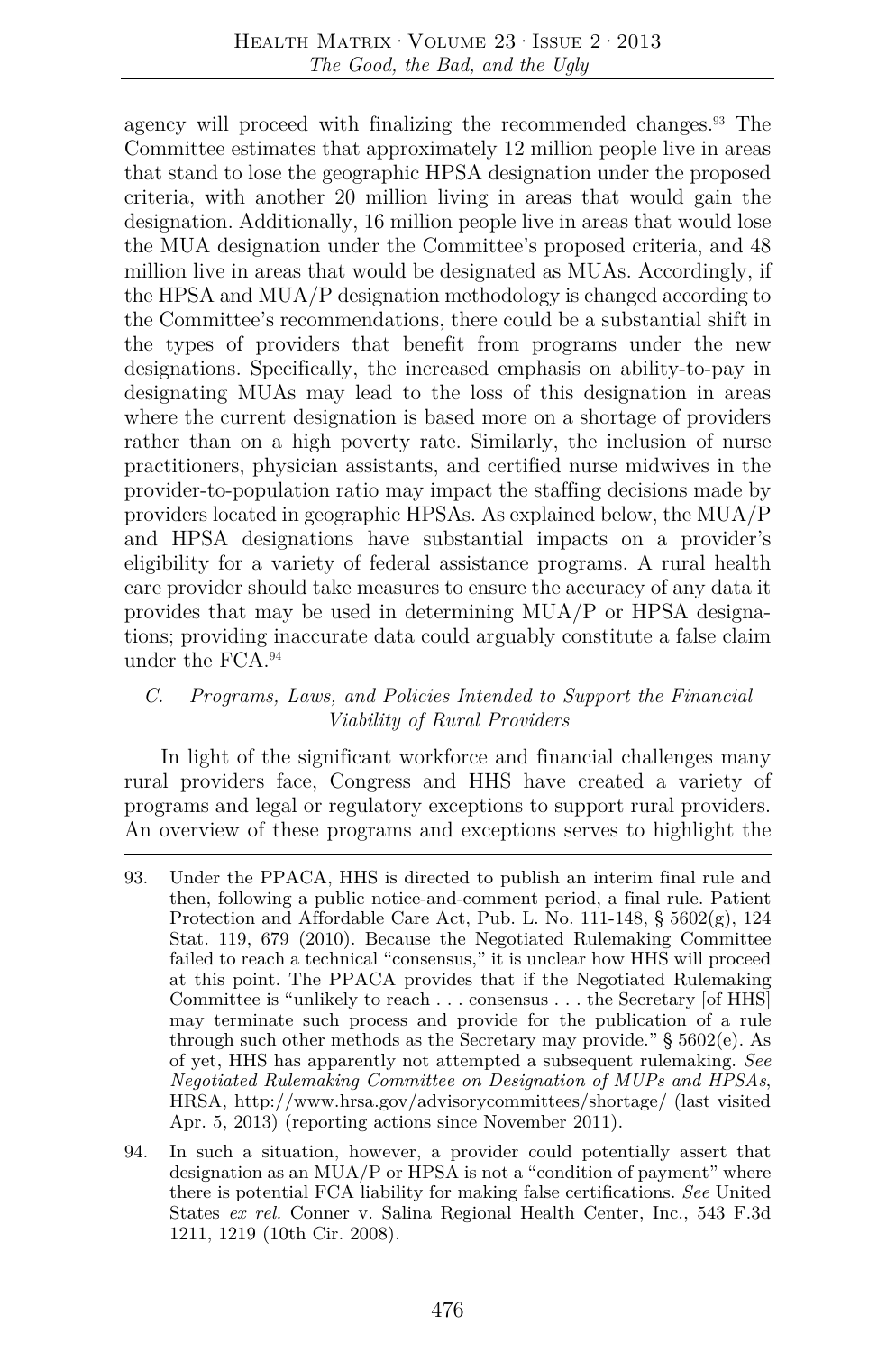agency will proceed with finalizing the recommended changes.[93] The Committee estimates that approximately 12 million people live in areas that stand to lose the geographic HPSA designation under the proposed criteria, with another 20 million living in areas that would gain the designation. Additionally, 16 million people live in areas that would lose the MUA designation under the Committee's proposed criteria, and 48 million live in areas that would be designated as MUAs. Accordingly, if the HPSA and MUA/P designation methodology is changed according to the Committee's recommendations, there could be a substantial shift in the types of providers that benefit from programs under the new designations. Specifically, the increased emphasis on ability-to-pay in designating MUAs may lead to the loss of this designation in areas where the current designation is based more on a shortage of providers rather than on a high poverty rate. Similarly, the inclusion of nurse practitioners, physician assistants, and certified nurse midwives in the provider-to-population ratio may impact the staffing decisions made by providers located in geographic HPSAs. As explained below, the MUA/P and HPSA designations have substantial impacts on a provider's eligibility for a variety of federal assistance programs. A rural health care provider should take measures to ensure the accuracy of any data it provides that may be used in determining MUA/P or HPSA designations; providing inaccurate data could arguably constitute a false claim under the FCA.[94]

### *C. Programs, Laws, and Policies Intended to Support the Financial Viability of Rural Providers*

In light of the significant workforce and financial challenges many rural providers face, Congress and HHS have created a variety of programs and legal or regulatory exceptions to support rural providers. An overview of these programs and exceptions serves to highlight the

---

93. Under the PPACA, HHS is directed to publish an interim final rule and then, following a public notice-and-comment period, a final rule. Patient Protection and Affordable Care Act, Pub. L. No. 111-148, § 5602(g), 124 Stat. 119, 679 (2010). Because the Negotiated Rulemaking Committee failed to reach a technical "consensus," it is unclear how HHS will proceed at this point. The PPACA provides that if the Negotiated Rulemaking Committee is "unlikely to reach . . . consensus . . . the Secretary [of HHS] may terminate such process and provide for the publication of a rule through such other methods as the Secretary may provide." § 5602(e). As of yet, HHS has apparently not attempted a subsequent rulemaking. *See Negotiated Rulemaking Committee on Designation of MUPs and HPSAs*, HRSA, http://www.hrsa.gov/advisorycommittees/shortage/ (last visited Apr. 5, 2013) (reporting actions since November 2011).

94. In such a situation, however, a provider could potentially assert that designation as an MUA/P or HPSA is not a "condition of payment" where there is potential FCA liability for making false certifications. *See* United States *ex rel.* Conner v. Salina Regional Health Center, Inc., 543 F.3d 1211, 1219 (10th Cir. 2008).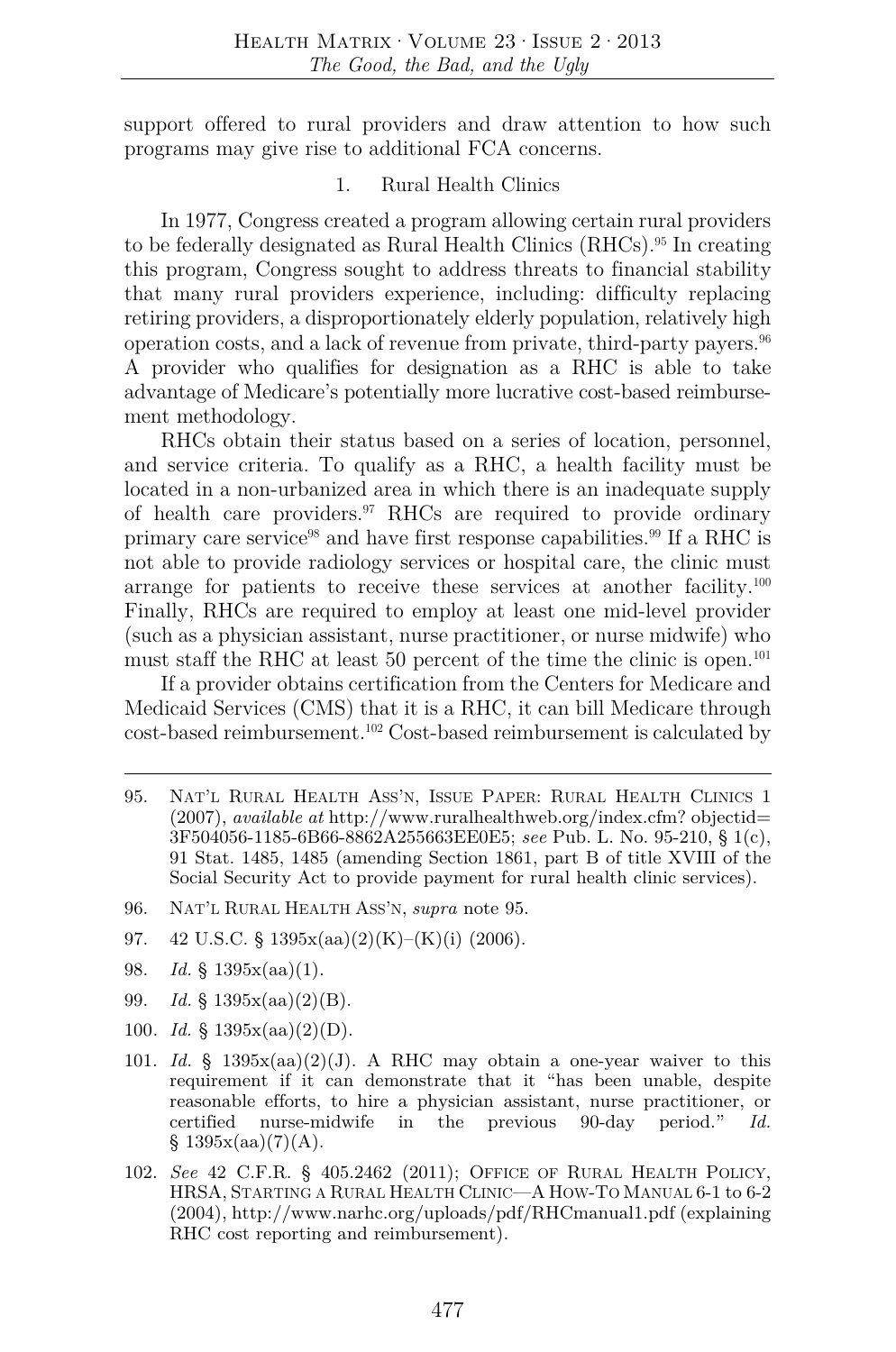support offered to rural providers and draw attention to how such programs may give rise to additional FCA concerns.

### 1. Rural Health Clinics

In 1977, Congress created a program allowing certain rural providers to be federally designated as Rural Health Clinics (RHCs).[95] In creating this program, Congress sought to address threats to financial stability that many rural providers experience, including: difficulty replacing retiring providers, a disproportionately elderly population, relatively high operation costs, and a lack of revenue from private, third-party payers.[96] A provider who qualifies for designation as a RHC is able to take advantage of Medicare's potentially more lucrative cost-based reimbursement methodology.

RHCs obtain their status based on a series of location, personnel, and service criteria. To qualify as a RHC, a health facility must be located in a non-urbanized area in which there is an inadequate supply of health care providers.[97] RHCs are required to provide ordinary primary care service[98] and have first response capabilities.[99] If a RHC is not able to provide radiology services or hospital care, the clinic must arrange for patients to receive these services at another facility.[100] Finally, RHCs are required to employ at least one mid-level provider (such as a physician assistant, nurse practitioner, or nurse midwife) who must staff the RHC at least 50 percent of the time the clinic is open.[101]

If a provider obtains certification from the Centers for Medicare and Medicaid Services (CMS) that it is a RHC, it can bill Medicare through cost-based reimbursement.[102] Cost-based reimbursement is calculated by

---

95. Nat'l Rural Health Ass'n, Issue Paper: Rural Health Clinics 1 (2007), *available at* http://www.ruralhealthweb.org/index.cfm? objectid= 3F504056-1185-6B66-8862A255663EE0E5; *see* Pub. L. No. 95-210, § 1(c), 91 Stat. 1485, 1485 (amending Section 1861, part B of title XVIII of the Social Security Act to provide payment for rural health clinic services).

96. Nat'l Rural Health Ass'n, *supra* note 95.

97. 42 U.S.C. § 1395x(aa)(2)(K)–(K)(i) (2006).

98. *Id.* § 1395x(aa)(1).

99. *Id.* § 1395x(aa)(2)(B).

100. *Id.* § 1395x(aa)(2)(D).

101. *Id.* § 1395x(aa)(2)(J). A RHC may obtain a one-year waiver to this requirement if it can demonstrate that it "has been unable, despite reasonable efforts, to hire a physician assistant, nurse practitioner, or certified nurse-midwife in the previous 90-day period." *Id.* § 1395x(aa)(7)(A).

102. *See* 42 C.F.R. § 405.2462 (2011); Office of Rural Health Policy, HRSA, Starting a Rural Health Clinic—A How-To Manual 6-1 to 6-2 (2004), http://www.narhc.org/uploads/pdf/RHCmanual1.pdf (explaining RHC cost reporting and reimbursement).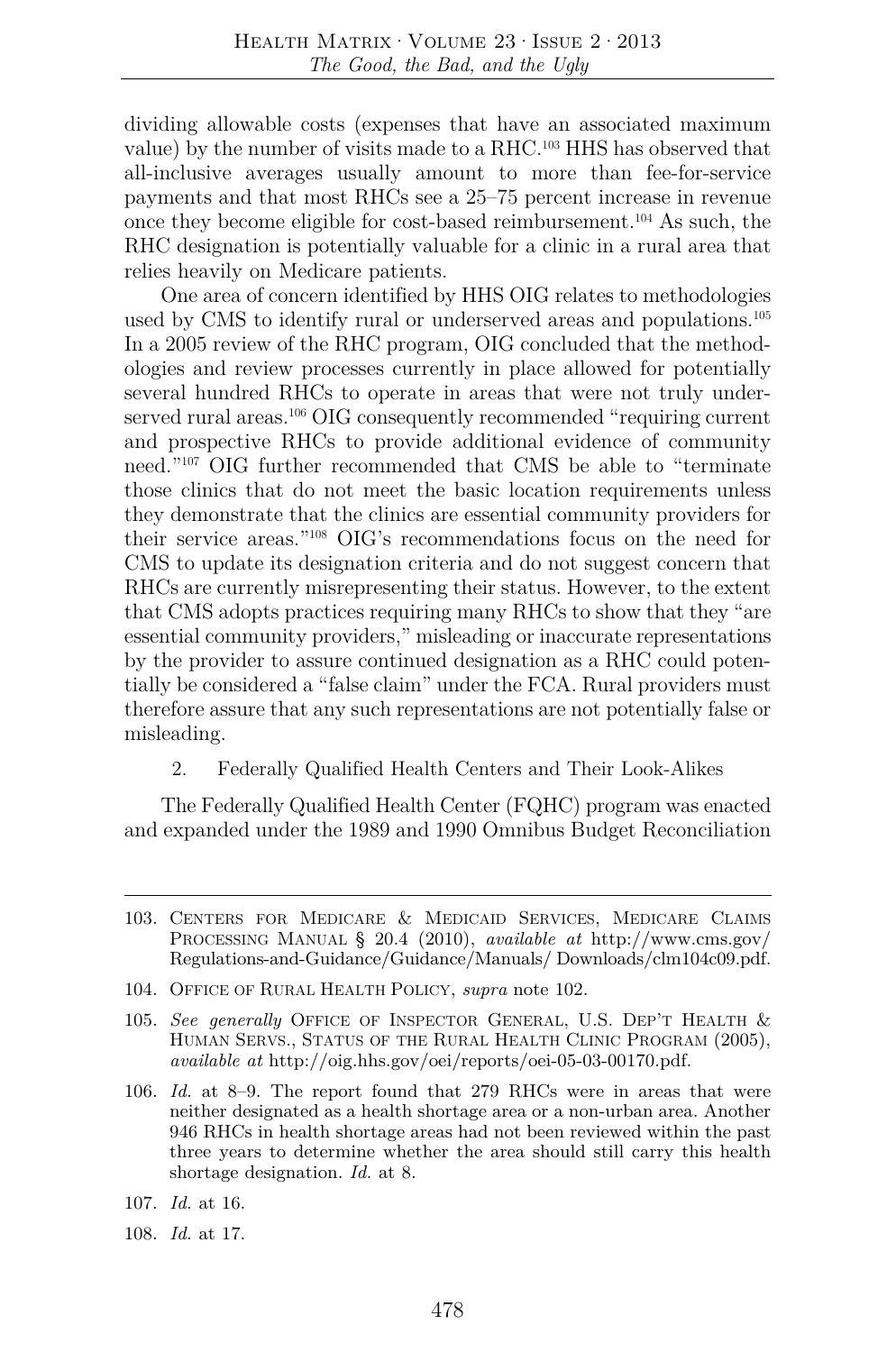dividing allowable costs (expenses that have an associated maximum value) by the number of visits made to a RHC.[103] HHS has observed that all-inclusive averages usually amount to more than fee-for-service payments and that most RHCs see a 25–75 percent increase in revenue once they become eligible for cost-based reimbursement.[104] As such, the RHC designation is potentially valuable for a clinic in a rural area that relies heavily on Medicare patients.

One area of concern identified by HHS OIG relates to methodologies used by CMS to identify rural or underserved areas and populations.[105] In a 2005 review of the RHC program, OIG concluded that the methodologies and review processes currently in place allowed for potentially several hundred RHCs to operate in areas that were not truly underserved rural areas.[106] OIG consequently recommended "requiring current and prospective RHCs to provide additional evidence of community need."[107] OIG further recommended that CMS be able to "terminate those clinics that do not meet the basic location requirements unless they demonstrate that the clinics are essential community providers for their service areas."[108] OIG's recommendations focus on the need for CMS to update its designation criteria and do not suggest concern that RHCs are currently misrepresenting their status. However, to the extent that CMS adopts practices requiring many RHCs to show that they "are essential community providers," misleading or inaccurate representations by the provider to assure continued designation as a RHC could potentially be considered a "false claim" under the FCA. Rural providers must therefore assure that any such representations are not potentially false or misleading.

2. Federally Qualified Health Centers and Their Look-Alikes

The Federally Qualified Health Center (FQHC) program was enacted and expanded under the 1989 and 1990 Omnibus Budget Reconciliation

---

103. Centers for Medicare & Medicaid Services, Medicare Claims Processing Manual § 20.4 (2010), *available at* http://www.cms.gov/Regulations-and-Guidance/Guidance/Manuals/ Downloads/clm104c09.pdf.

104. Office of Rural Health Policy, *supra* note 102.

105. *See generally* Office of Inspector General, U.S. Dep't Health & Human Servs., Status of the Rural Health Clinic Program (2005), *available at* http://oig.hhs.gov/oei/reports/oei-05-03-00170.pdf.

106. *Id.* at 8–9. The report found that 279 RHCs were in areas that were neither designated as a health shortage area or a non-urban area. Another 946 RHCs in health shortage areas had not been reviewed within the past three years to determine whether the area should still carry this health shortage designation. *Id.* at 8.

107. *Id.* at 16.

108. *Id.* at 17.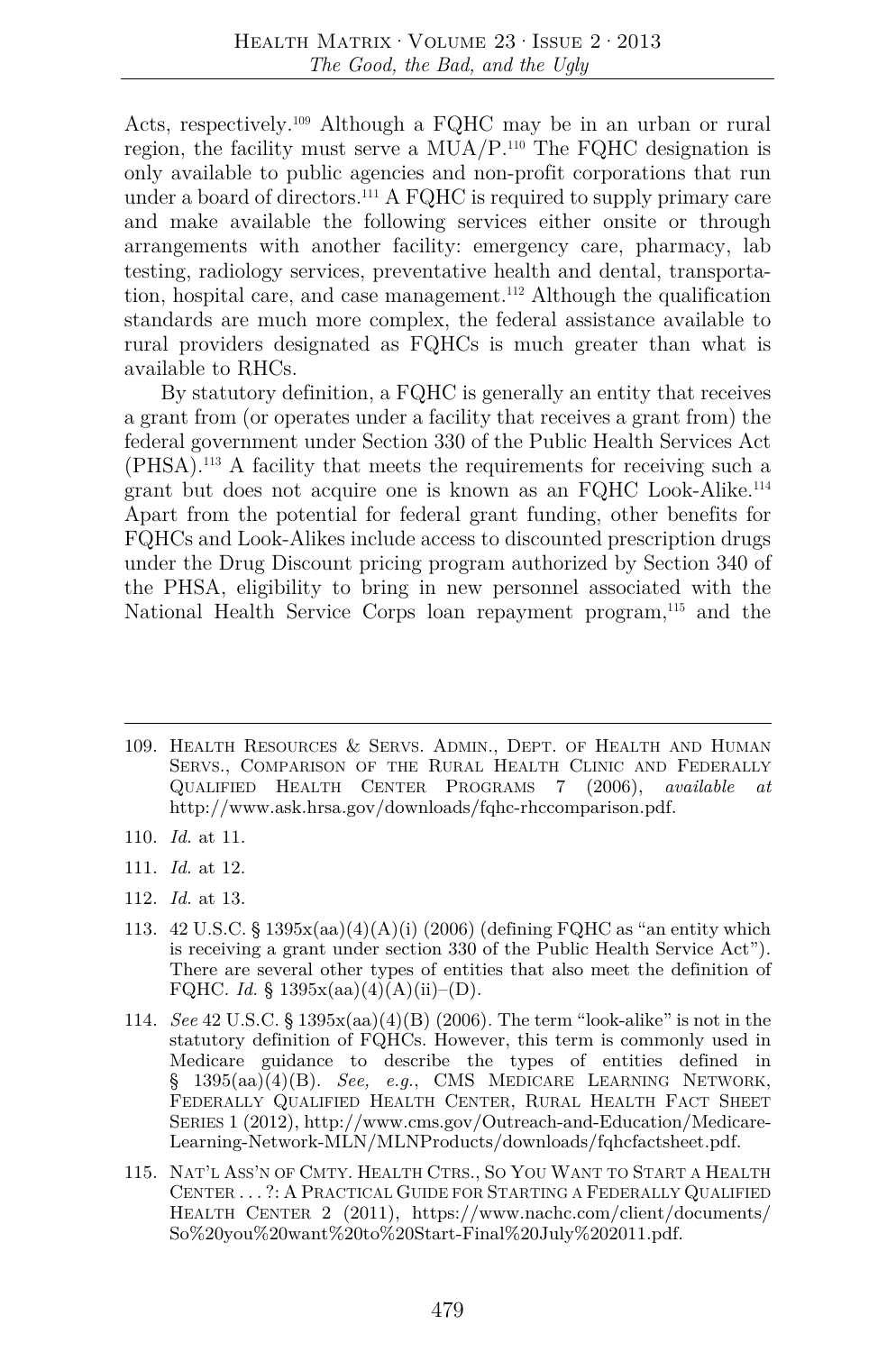Acts, respectively.[109] Although a FQHC may be in an urban or rural region, the facility must serve a MUA/P.[110] The FQHC designation is only available to public agencies and non-profit corporations that run under a board of directors.[111] A FQHC is required to supply primary care and make available the following services either onsite or through arrangements with another facility: emergency care, pharmacy, lab testing, radiology services, preventative health and dental, transportation, hospital care, and case management.[112] Although the qualification standards are much more complex, the federal assistance available to rural providers designated as FQHCs is much greater than what is available to RHCs.

By statutory definition, a FQHC is generally an entity that receives a grant from (or operates under a facility that receives a grant from) the federal government under Section 330 of the Public Health Services Act (PHSA).[113] A facility that meets the requirements for receiving such a grant but does not acquire one is known as an FQHC Look-Alike.[114] Apart from the potential for federal grant funding, other benefits for FQHCs and Look-Alikes include access to discounted prescription drugs under the Drug Discount pricing program authorized by Section 340 of the PHSA, eligibility to bring in new personnel associated with the National Health Service Corps loan repayment program,[115] and the

---

109. Health Resources & Servs. Admin., Dept. of Health and Human Servs., Comparison of the Rural Health Clinic and Federally Qualified Health Center Programs 7 (2006), *available at* http://www.ask.hrsa.gov/downloads/fqhc-rhccomparison.pdf.

110. *Id.* at 11.

111. *Id.* at 12.

112. *Id.* at 13.

113. 42 U.S.C. § 1395x(aa)(4)(A)(i) (2006) (defining FQHC as "an entity which is receiving a grant under section 330 of the Public Health Service Act"). There are several other types of entities that also meet the definition of FQHC. *Id.* § 1395x(aa)(4)(A)(ii)–(D).

114. *See* 42 U.S.C. § 1395x(aa)(4)(B) (2006). The term "look-alike" is not in the statutory definition of FQHCs. However, this term is commonly used in Medicare guidance to describe the types of entities defined in § 1395(aa)(4)(B). *See, e.g.*, CMS Medicare Learning Network, Federally Qualified Health Center, Rural Health Fact Sheet Series 1 (2012), http://www.cms.gov/Outreach-and-Education/Medicare-Learning-Network-MLN/MLNProducts/downloads/fqhcfactsheet.pdf.

115. Nat'l Ass'n of Cmty. Health Ctrs., So You Want to Start a Health Center . . . ?: A Practical Guide for Starting a Federally Qualified Health Center 2 (2011), https://www.nachc.com/client/documents/So%20you%20want%20to%20Start-Final%20July%202011.pdf.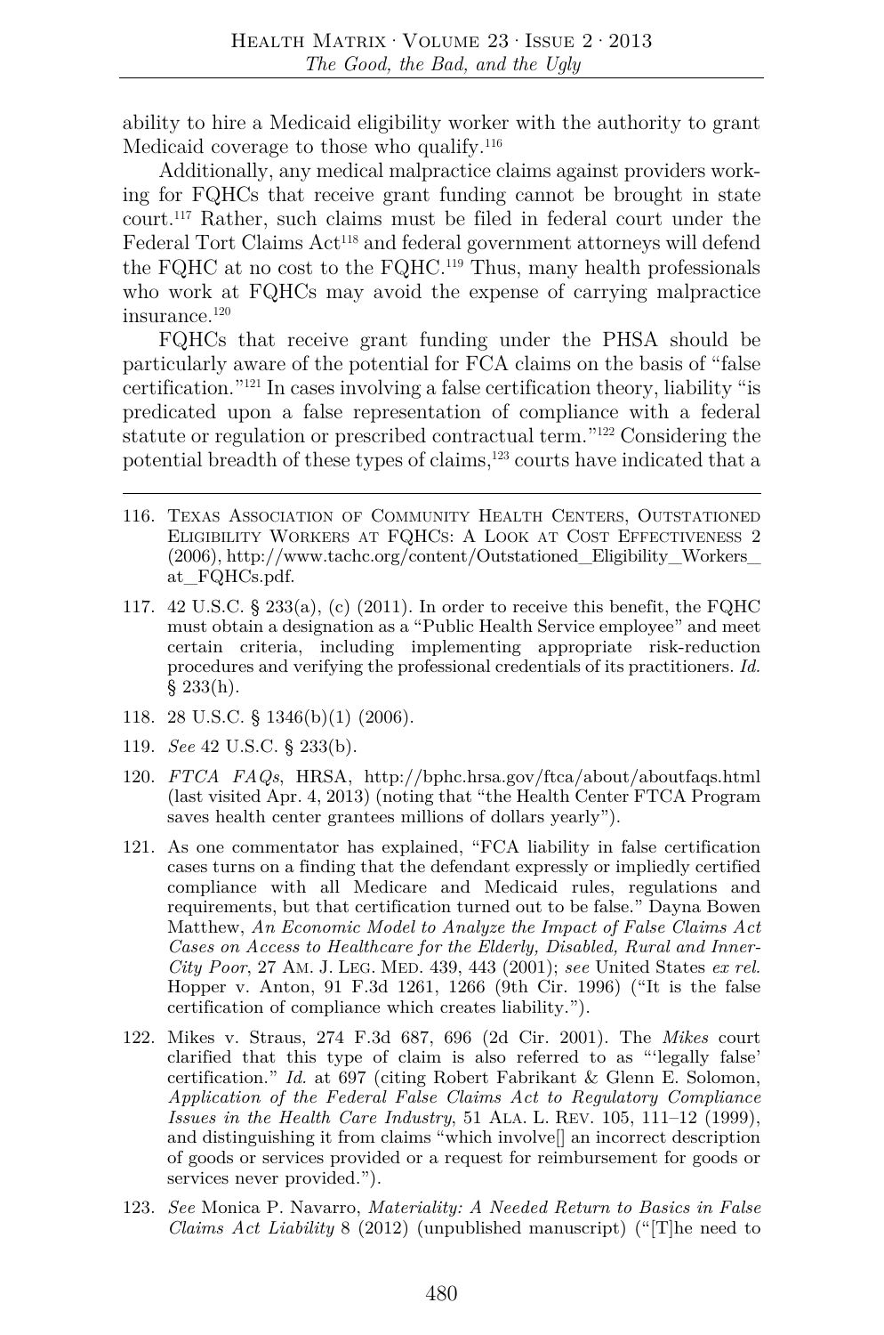ability to hire a Medicaid eligibility worker with the authority to grant Medicaid coverage to those who qualify.[116]

Additionally, any medical malpractice claims against providers working for FQHCs that receive grant funding cannot be brought in state court.[117] Rather, such claims must be filed in federal court under the Federal Tort Claims Act[118] and federal government attorneys will defend the FQHC at no cost to the FQHC.[119] Thus, many health professionals who work at FQHCs may avoid the expense of carrying malpractice insurance.[120]

FQHCs that receive grant funding under the PHSA should be particularly aware of the potential for FCA claims on the basis of "false certification."[121] In cases involving a false certification theory, liability "is predicated upon a false representation of compliance with a federal statute or regulation or prescribed contractual term."[122] Considering the potential breadth of these types of claims,[123] courts have indicated that a

---

116. Texas Association of Community Health Centers, Outstationed Eligibility Workers at FQHCs: A Look at Cost Effectiveness 2 (2006), http://www.tachc.org/content/Outstationed_Eligibility_Workers_at_FQHCs.pdf.

117. 42 U.S.C. § 233(a), (c) (2011). In order to receive this benefit, the FQHC must obtain a designation as a "Public Health Service employee" and meet certain criteria, including implementing appropriate risk-reduction procedures and verifying the professional credentials of its practitioners. *Id.* § 233(h).

118. 28 U.S.C. § 1346(b)(1) (2006).

119. *See* 42 U.S.C. § 233(b).

120. *FTCA FAQs*, HRSA, http://bphc.hrsa.gov/ftca/about/aboutfaqs.html (last visited Apr. 4, 2013) (noting that "the Health Center FTCA Program saves health center grantees millions of dollars yearly").

121. As one commentator has explained, "FCA liability in false certification cases turns on a finding that the defendant expressly or impliedly certified compliance with all Medicare and Medicaid rules, regulations and requirements, but that certification turned out to be false." Dayna Bowen Matthew, *An Economic Model to Analyze the Impact of False Claims Act Cases on Access to Healthcare for the Elderly, Disabled, Rural and Inner-City Poor*, 27 Am. J. Leg. Med. 439, 443 (2001); *see* United States *ex rel.* Hopper v. Anton, 91 F.3d 1261, 1266 (9th Cir. 1996) ("It is the false certification of compliance which creates liability.").

122. Mikes v. Straus, 274 F.3d 687, 696 (2d Cir. 2001). The *Mikes* court clarified that this type of claim is also referred to as "'legally false' certification." *Id.* at 697 (citing Robert Fabrikant & Glenn E. Solomon, *Application of the Federal False Claims Act to Regulatory Compliance Issues in the Health Care Industry*, 51 Ala. L. Rev. 105, 111–12 (1999), and distinguishing it from claims "which involve[] an incorrect description of goods or services provided or a request for reimbursement for goods or services never provided.").

123. *See* Monica P. Navarro, *Materiality: A Needed Return to Basics in False Claims Act Liability* 8 (2012) (unpublished manuscript) ("[T]he need to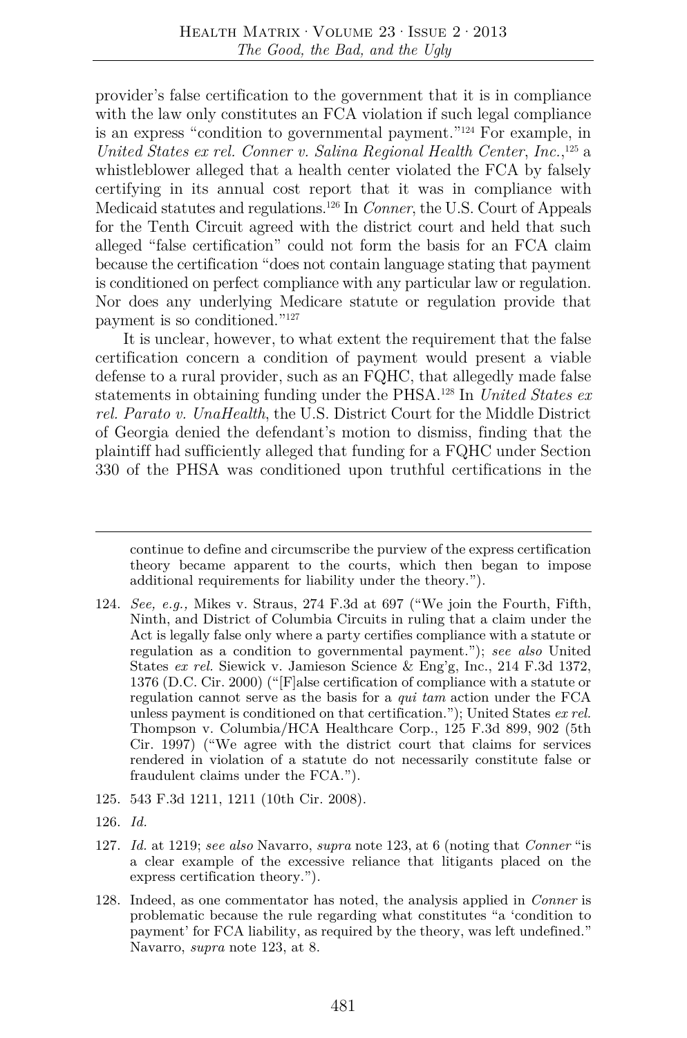provider's false certification to the government that it is in compliance with the law only constitutes an FCA violation if such legal compliance is an express "condition to governmental payment."[124] For example, in *United States ex rel. Conner v. Salina Regional Health Center, Inc.*,[125] a whistleblower alleged that a health center violated the FCA by falsely certifying in its annual cost report that it was in compliance with Medicaid statutes and regulations.[126] In *Conner*, the U.S. Court of Appeals for the Tenth Circuit agreed with the district court and held that such alleged "false certification" could not form the basis for an FCA claim because the certification "does not contain language stating that payment is conditioned on perfect compliance with any particular law or regulation. Nor does any underlying Medicare statute or regulation provide that payment is so conditioned."[127]

It is unclear, however, to what extent the requirement that the false certification concern a condition of payment would present a viable defense to a rural provider, such as an FQHC, that allegedly made false statements in obtaining funding under the PHSA.[128] In *United States ex rel. Parato v. UnaHealth*, the U.S. District Court for the Middle District of Georgia denied the defendant's motion to dismiss, finding that the plaintiff had sufficiently alleged that funding for a FQHC under Section 330 of the PHSA was conditioned upon truthful certifications in the

---

continue to define and circumscribe the purview of the express certification theory became apparent to the courts, which then began to impose additional requirements for liability under the theory.").

124. *See, e.g.,* Mikes v. Straus, 274 F.3d at 697 ("We join the Fourth, Fifth, Ninth, and District of Columbia Circuits in ruling that a claim under the Act is legally false only where a party certifies compliance with a statute or regulation as a condition to governmental payment."); *see also* United States *ex rel.* Siewick v. Jamieson Science & Eng'g, Inc., 214 F.3d 1372, 1376 (D.C. Cir. 2000) ("[F]alse certification of compliance with a statute or regulation cannot serve as the basis for a *qui tam* action under the FCA unless payment is conditioned on that certification."); United States *ex rel.* Thompson v. Columbia/HCA Healthcare Corp., 125 F.3d 899, 902 (5th Cir. 1997) ("We agree with the district court that claims for services rendered in violation of a statute do not necessarily constitute false or fraudulent claims under the FCA.").

125. 543 F.3d 1211, 1211 (10th Cir. 2008).

126. *Id.*

127. *Id.* at 1219; *see also* Navarro, *supra* note 123, at 6 (noting that *Conner* "is a clear example of the excessive reliance that litigants placed on the express certification theory.").

128. Indeed, as one commentator has noted, the analysis applied in *Conner* is problematic because the rule regarding what constitutes "a 'condition to payment' for FCA liability, as required by the theory, was left undefined." Navarro, *supra* note 123, at 8.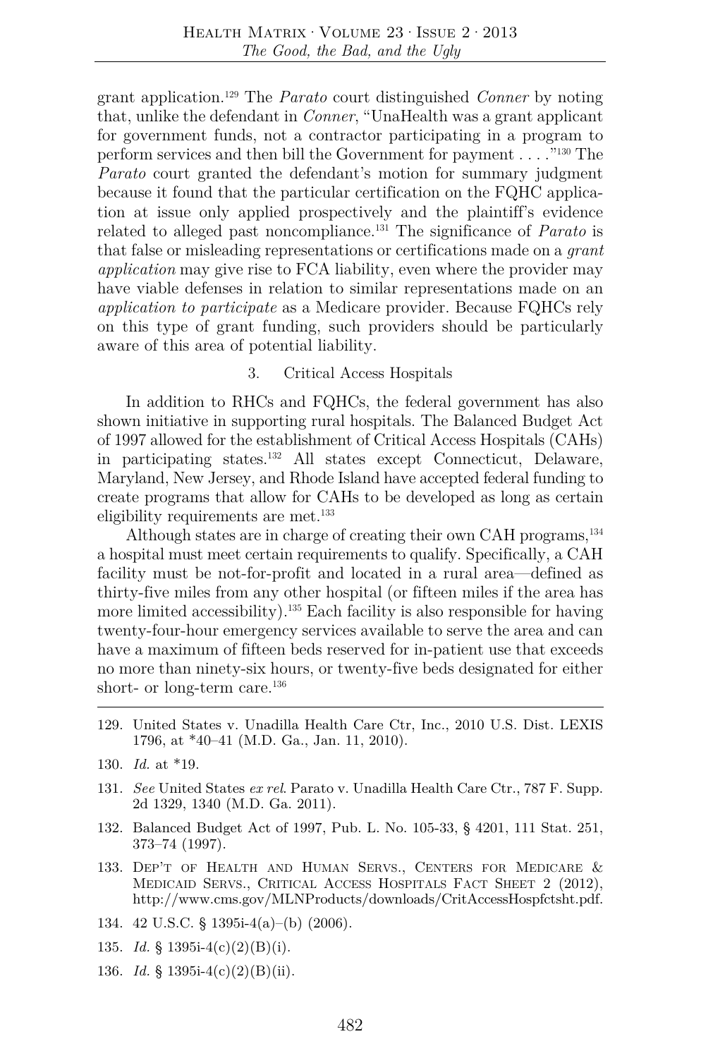grant application.[129] The *Parato* court distinguished *Conner* by noting that, unlike the defendant in *Conner*, "UnaHealth was a grant applicant for government funds, not a contractor participating in a program to perform services and then bill the Government for payment . . . ."[130] The *Parato* court granted the defendant's motion for summary judgment because it found that the particular certification on the FQHC application at issue only applied prospectively and the plaintiff's evidence related to alleged past noncompliance.[131] The significance of *Parato* is that false or misleading representations or certifications made on a *grant application* may give rise to FCA liability, even where the provider may have viable defenses in relation to similar representations made on an *application to participate* as a Medicare provider. Because FQHCs rely on this type of grant funding, such providers should be particularly aware of this area of potential liability.

### 3. Critical Access Hospitals

In addition to RHCs and FQHCs, the federal government has also shown initiative in supporting rural hospitals. The Balanced Budget Act of 1997 allowed for the establishment of Critical Access Hospitals (CAHs) in participating states.[132] All states except Connecticut, Delaware, Maryland, New Jersey, and Rhode Island have accepted federal funding to create programs that allow for CAHs to be developed as long as certain eligibility requirements are met.[133]

Although states are in charge of creating their own CAH programs,[134] a hospital must meet certain requirements to qualify. Specifically, a CAH facility must be not-for-profit and located in a rural area—defined as thirty-five miles from any other hospital (or fifteen miles if the area has more limited accessibility).[135] Each facility is also responsible for having twenty-four-hour emergency services available to serve the area and can have a maximum of fifteen beds reserved for in-patient use that exceeds no more than ninety-six hours, or twenty-five beds designated for either short- or long-term care.[136]

---

129. United States v. Unadilla Health Care Ctr, Inc., 2010 U.S. Dist. LEXIS 1796, at *40–41 (M.D. Ga., Jan. 11, 2010).

130. *Id.* at *19.

131. *See* United States *ex rel*. Parato v. Unadilla Health Care Ctr., 787 F. Supp. 2d 1329, 1340 (M.D. Ga. 2011).

132. Balanced Budget Act of 1997, Pub. L. No. 105-33, § 4201, 111 Stat. 251, 373–74 (1997).

133. Dep't of Health and Human Servs., Centers for Medicare & Medicaid Servs., Critical Access Hospitals Fact Sheet 2 (2012), http://www.cms.gov/MLNProducts/downloads/CritAccessHospfctsht.pdf.

134. 42 U.S.C. § 1395i-4(a)–(b) (2006).

135. *Id.* § 1395i-4(c)(2)(B)(i).

136. *Id.* § 1395i-4(c)(2)(B)(ii).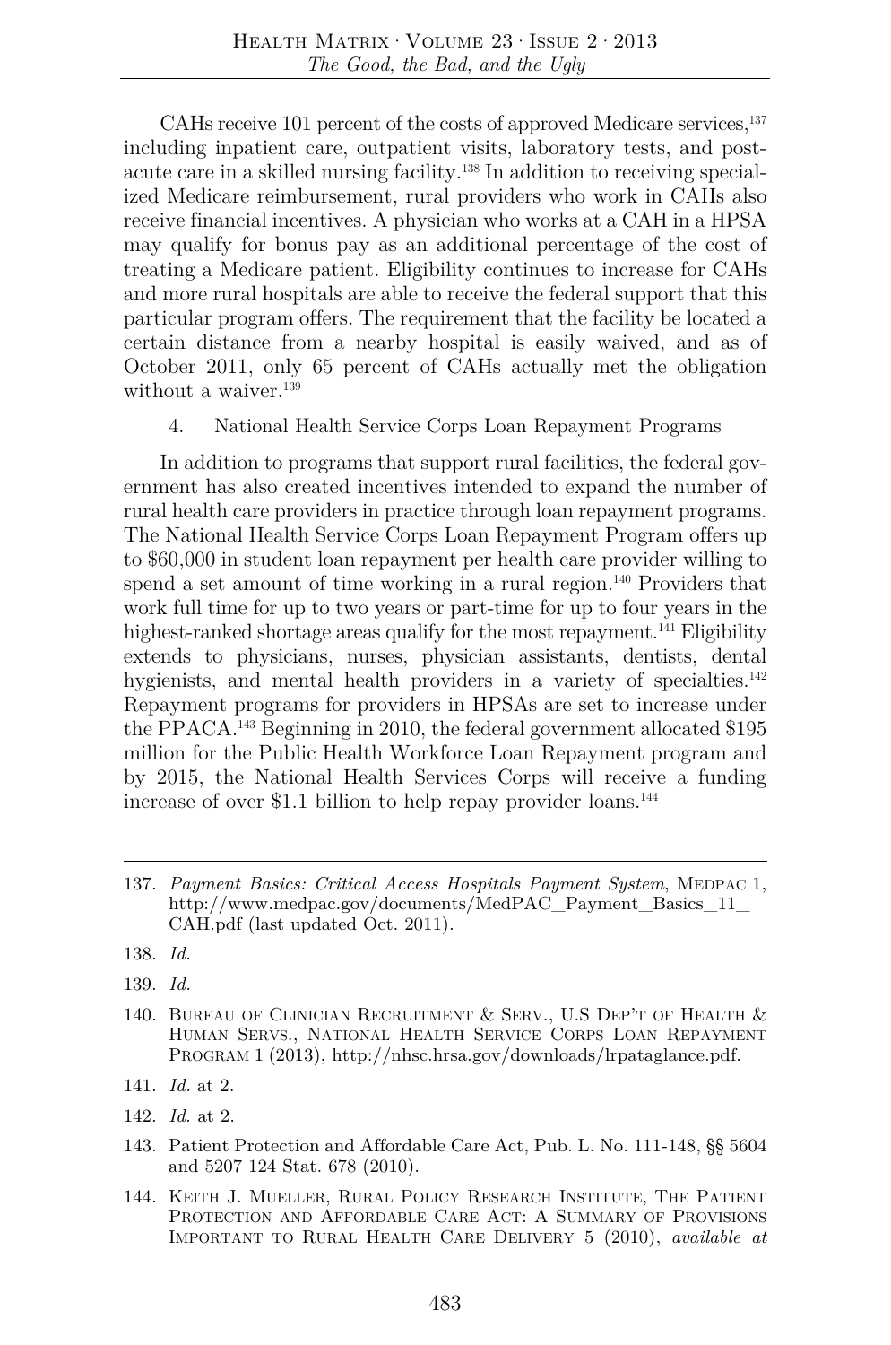CAHs receive 101 percent of the costs of approved Medicare services,[137] including inpatient care, outpatient visits, laboratory tests, and post-acute care in a skilled nursing facility.[138] In addition to receiving specialized Medicare reimbursement, rural providers who work in CAHs also receive financial incentives. A physician who works at a CAH in a HPSA may qualify for bonus pay as an additional percentage of the cost of treating a Medicare patient. Eligibility continues to increase for CAHs and more rural hospitals are able to receive the federal support that this particular program offers. The requirement that the facility be located a certain distance from a nearby hospital is easily waived, and as of October 2011, only 65 percent of CAHs actually met the obligation without a waiver.[139]

### 4. National Health Service Corps Loan Repayment Programs

In addition to programs that support rural facilities, the federal government has also created incentives intended to expand the number of rural health care providers in practice through loan repayment programs. The National Health Service Corps Loan Repayment Program offers up to $60,000 in student loan repayment per health care provider willing to spend a set amount of time working in a rural region.[140] Providers that work full time for up to two years or part-time for up to four years in the highest-ranked shortage areas qualify for the most repayment.[141] Eligibility extends to physicians, nurses, physician assistants, dentists, dental hygienists, and mental health providers in a variety of specialties.[142] Repayment programs for providers in HPSAs are set to increase under the PPACA.[143] Beginning in 2010, the federal government allocated $195 million for the Public Health Workforce Loan Repayment program and by 2015, the National Health Services Corps will receive a funding increase of over $1.1 billion to help repay provider loans.[144]

---

137. *Payment Basics: Critical Access Hospitals Payment System*, MEDPAC 1, http://www.medpac.gov/documents/MedPAC_Payment_Basics_11_CAH.pdf (last updated Oct. 2011).

138. *Id.*

139. *Id.*

140. BUREAU OF CLINICIAN RECRUITMENT & SERV., U.S DEP'T OF HEALTH & HUMAN SERVS., NATIONAL HEALTH SERVICE CORPS LOAN REPAYMENT PROGRAM 1 (2013), http://nhsc.hrsa.gov/downloads/lrpataglance.pdf.

141. *Id.* at 2.

142. *Id.* at 2.

143. Patient Protection and Affordable Care Act, Pub. L. No. 111-148, §§ 5604 and 5207 124 Stat. 678 (2010).

144. KEITH J. MUELLER, RURAL POLICY RESEARCH INSTITUTE, THE PATIENT PROTECTION AND AFFORDABLE CARE ACT: A SUMMARY OF PROVISIONS IMPORTANT TO RURAL HEALTH CARE DELIVERY 5 (2010), *available at*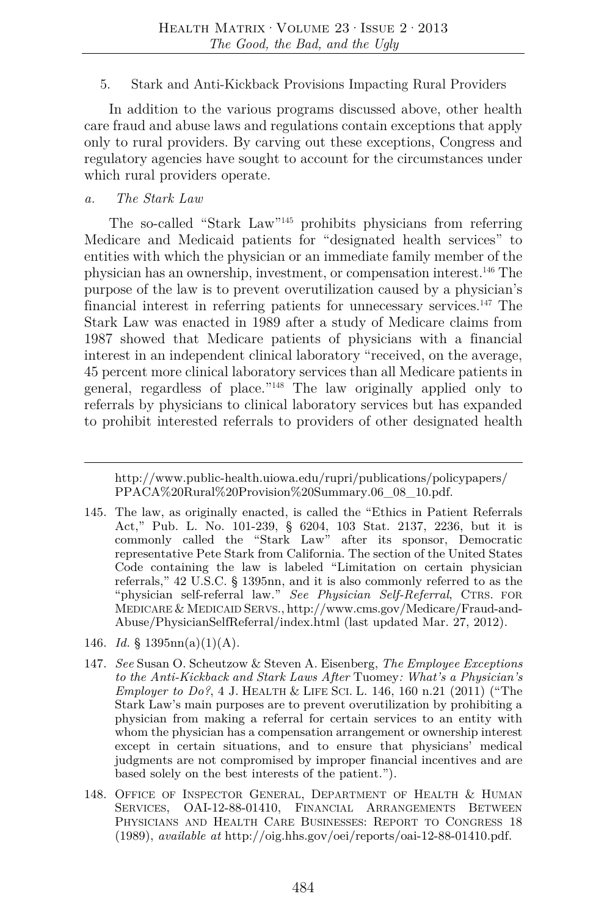5. Stark and Anti-Kickback Provisions Impacting Rural Providers

In addition to the various programs discussed above, other health care fraud and abuse laws and regulations contain exceptions that apply only to rural providers. By carving out these exceptions, Congress and regulatory agencies have sought to account for the circumstances under which rural providers operate.

*a. The Stark Law*

The so-called "Stark Law"[145] prohibits physicians from referring Medicare and Medicaid patients for "designated health services" to entities with which the physician or an immediate family member of the physician has an ownership, investment, or compensation interest.[146] The purpose of the law is to prevent overutilization caused by a physician's financial interest in referring patients for unnecessary services.[147] The Stark Law was enacted in 1989 after a study of Medicare claims from 1987 showed that Medicare patients of physicians with a financial interest in an independent clinical laboratory "received, on the average, 45 percent more clinical laboratory services than all Medicare patients in general, regardless of place."[148] The law originally applied only to referrals by physicians to clinical laboratory services but has expanded to prohibit interested referrals to providers of other designated health

---

http://www.public-health.uiowa.edu/rupri/publications/policypapers/PPACA%20Rural%20Provision%20Summary.06_08_10.pdf.

145. The law, as originally enacted, is called the "Ethics in Patient Referrals Act," Pub. L. No. 101-239, § 6204, 103 Stat. 2137, 2236, but it is commonly called the "Stark Law" after its sponsor, Democratic representative Pete Stark from California. The section of the United States Code containing the law is labeled "Limitation on certain physician referrals," 42 U.S.C. § 1395nn, and it is also commonly referred to as the "physician self-referral law." *See Physician Self-Referral*, CTRS. FOR MEDICARE & MEDICAID SERVS., http://www.cms.gov/Medicare/Fraud-and-Abuse/PhysicianSelfReferral/index.html (last updated Mar. 27, 2012).

146. *Id.* § 1395nn(a)(1)(A).

147. *See* Susan O. Scheutzow & Steven A. Eisenberg, *The Employee Exceptions to the Anti-Kickback and Stark Laws After* Tuomey*: What's a Physician's Employer to Do?*, 4 J. HEALTH & LIFE SCI. L. 146, 160 n.21 (2011) ("The Stark Law's main purposes are to prevent overutilization by prohibiting a physician from making a referral for certain services to an entity with whom the physician has a compensation arrangement or ownership interest except in certain situations, and to ensure that physicians' medical judgments are not compromised by improper financial incentives and are based solely on the best interests of the patient.").

148. OFFICE OF INSPECTOR GENERAL, DEPARTMENT OF HEALTH & HUMAN SERVICES, OAI-12-88-01410, FINANCIAL ARRANGEMENTS BETWEEN PHYSICIANS AND HEALTH CARE BUSINESSES: REPORT TO CONGRESS 18 (1989), *available at* http://oig.hhs.gov/oei/reports/oai-12-88-01410.pdf.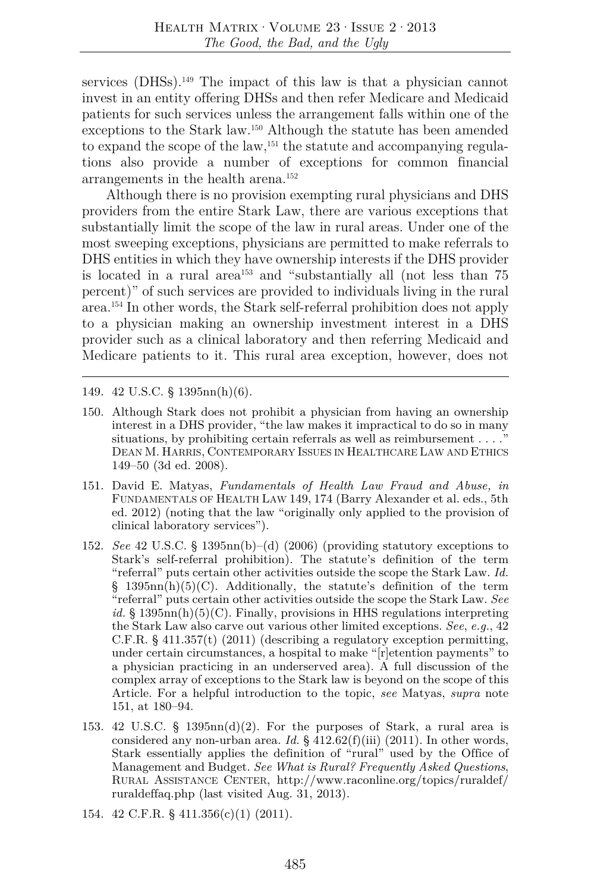services (DHSs).[149] The impact of this law is that a physician cannot invest in an entity offering DHSs and then refer Medicare and Medicaid patients for such services unless the arrangement falls within one of the exceptions to the Stark law.[150] Although the statute has been amended to expand the scope of the law,[151] the statute and accompanying regulations also provide a number of exceptions for common financial arrangements in the health arena.[152]

Although there is no provision exempting rural physicians and DHS providers from the entire Stark Law, there are various exceptions that substantially limit the scope of the law in rural areas. Under one of the most sweeping exceptions, physicians are permitted to make referrals to DHS entities in which they have ownership interests if the DHS provider is located in a rural area[153] and "substantially all (not less than 75 percent)" of such services are provided to individuals living in the rural area.[154] In other words, the Stark self-referral prohibition does not apply to a physician making an ownership investment interest in a DHS provider such as a clinical laboratory and then referring Medicaid and Medicare patients to it. This rural area exception, however, does not

---

149. 42 U.S.C. § 1395nn(h)(6).

150. Although Stark does not prohibit a physician from having an ownership interest in a DHS provider, "the law makes it impractical to do so in many situations, by prohibiting certain referrals as well as reimbursement . . . ." DEAN M. HARRIS, CONTEMPORARY ISSUES IN HEALTHCARE LAW AND ETHICS 149–50 (3d ed. 2008).

151. David E. Matyas, *Fundamentals of Health Law Fraud and Abuse, in* FUNDAMENTALS OF HEALTH LAW 149, 174 (Barry Alexander et al. eds., 5th ed. 2012) (noting that the law "originally only applied to the provision of clinical laboratory services").

152. *See* 42 U.S.C. § 1395nn(b)–(d) (2006) (providing statutory exceptions to Stark's self-referral prohibition). The statute's definition of the term "referral" puts certain other activities outside the scope the Stark Law. *Id.* § 1395nn(h)(5)(C). Additionally, the statute's definition of the term "referral" puts certain other activities outside the scope the Stark Law. *See id.* § 1395nn(h)(5)(C). Finally, provisions in HHS regulations interpreting the Stark Law also carve out various other limited exceptions. *See*, *e.g.*, 42 C.F.R. § 411.357(t) (2011) (describing a regulatory exception permitting, under certain circumstances, a hospital to make "[r]etention payments" to a physician practicing in an underserved area). A full discussion of the complex array of exceptions to the Stark law is beyond on the scope of this Article. For a helpful introduction to the topic, *see* Matyas, *supra* note 151, at 180–94.

153. 42 U.S.C. § 1395nn(d)(2). For the purposes of Stark, a rural area is considered any non-urban area. *Id.* § 412.62(f)(iii) (2011). In other words, Stark essentially applies the definition of "rural" used by the Office of Management and Budget. *See What is Rural? Frequently Asked Questions*, RURAL ASSISTANCE CENTER, http://www.raconline.org/topics/ruraldef/ruraldeffaq.php (last visited Aug. 31, 2013).

154. 42 C.F.R. § 411.356(c)(1) (2011).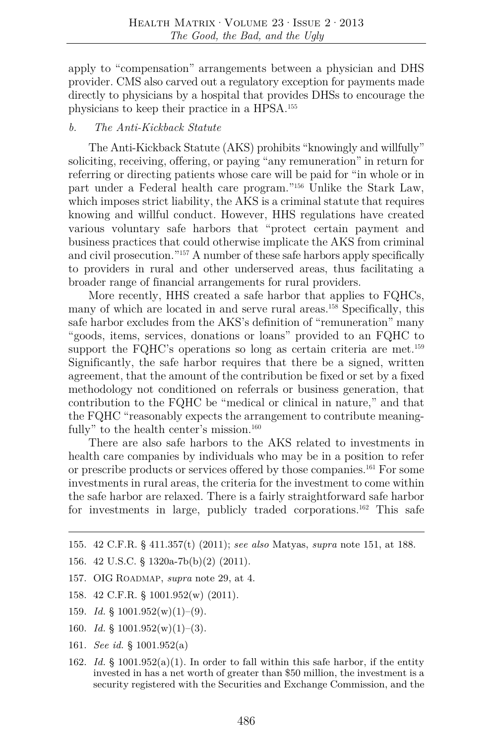apply to "compensation" arrangements between a physician and DHS provider. CMS also carved out a regulatory exception for payments made directly to physicians by a hospital that provides DHSs to encourage the physicians to keep their practice in a HPSA.[155]

### *b. The Anti-Kickback Statute*

The Anti-Kickback Statute (AKS) prohibits "knowingly and willfully" soliciting, receiving, offering, or paying "any remuneration" in return for referring or directing patients whose care will be paid for "in whole or in part under a Federal health care program."[156] Unlike the Stark Law, which imposes strict liability, the AKS is a criminal statute that requires knowing and willful conduct. However, HHS regulations have created various voluntary safe harbors that "protect certain payment and business practices that could otherwise implicate the AKS from criminal and civil prosecution."[157] A number of these safe harbors apply specifically to providers in rural and other underserved areas, thus facilitating a broader range of financial arrangements for rural providers.

More recently, HHS created a safe harbor that applies to FQHCs, many of which are located in and serve rural areas.[158] Specifically, this safe harbor excludes from the AKS's definition of "remuneration" many "goods, items, services, donations or loans" provided to an FQHC to support the FQHC's operations so long as certain criteria are met.[159] Significantly, the safe harbor requires that there be a signed, written agreement, that the amount of the contribution be fixed or set by a fixed methodology not conditioned on referrals or business generation, that contribution to the FQHC be "medical or clinical in nature," and that the FQHC "reasonably expects the arrangement to contribute meaningfully" to the health center's mission.[160]

There are also safe harbors to the AKS related to investments in health care companies by individuals who may be in a position to refer or prescribe products or services offered by those companies.[161] For some investments in rural areas, the criteria for the investment to come within the safe harbor are relaxed. There is a fairly straightforward safe harbor for investments in large, publicly traded corporations.[162] This safe

---

155. 42 C.F.R. § 411.357(t) (2011); *see also* Matyas, *supra* note 151, at 188.

156. 42 U.S.C. § 1320a-7b(b)(2) (2011).

157. OIG ROADMAP, *supra* note 29, at 4.

158. 42 C.F.R. § 1001.952(w) (2011).

159. *Id.* § 1001.952(w)(1)–(9).

160. *Id.* § 1001.952(w)(1)–(3).

161. *See id.* § 1001.952(a)

162. *Id.* § 1001.952(a)(1). In order to fall within this safe harbor, if the entity invested in has a net worth of greater than $50 million, the investment is a security registered with the Securities and Exchange Commission, and the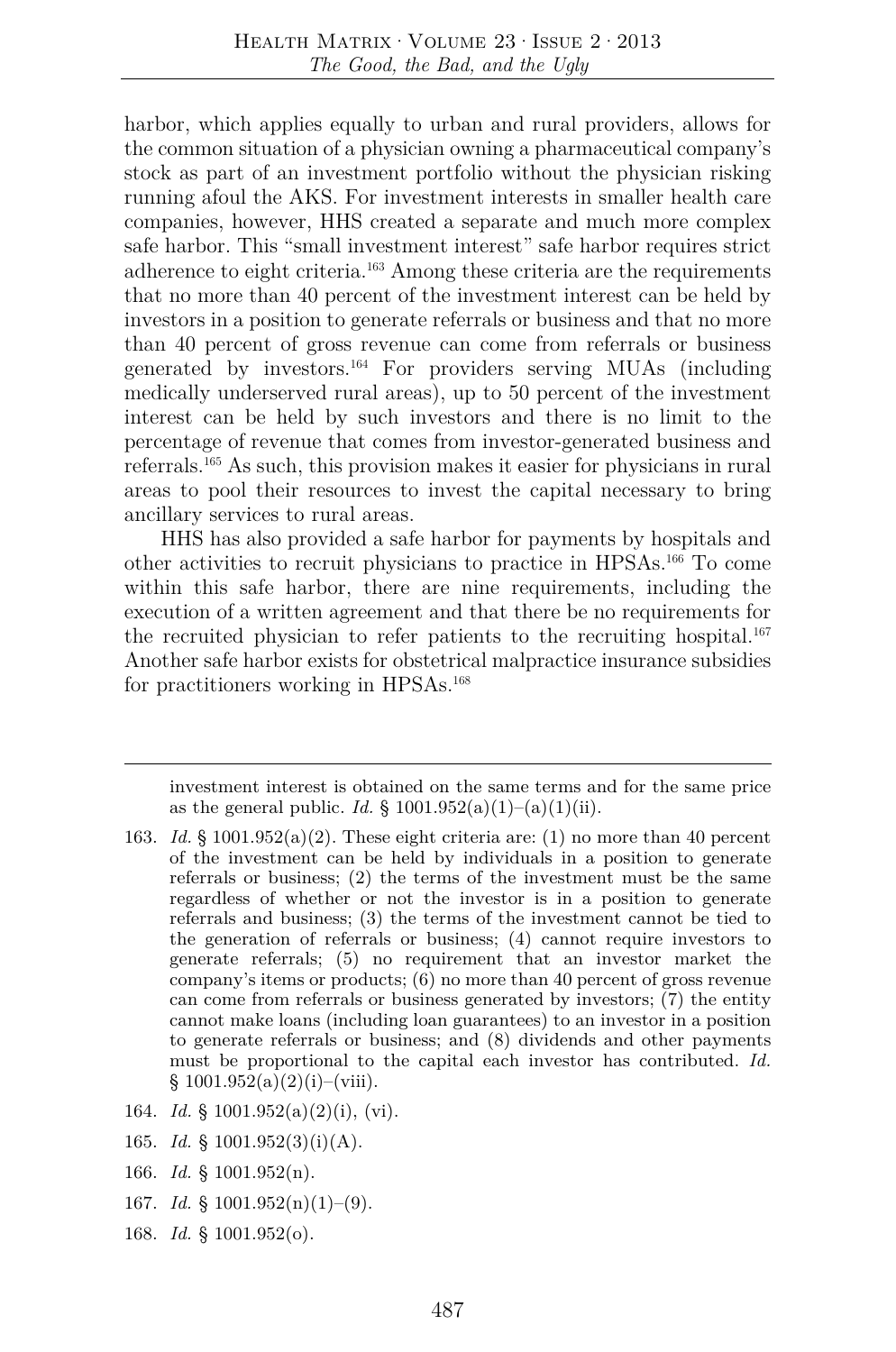harbor, which applies equally to urban and rural providers, allows for the common situation of a physician owning a pharmaceutical company's stock as part of an investment portfolio without the physician risking running afoul the AKS. For investment interests in smaller health care companies, however, HHS created a separate and much more complex safe harbor. This "small investment interest" safe harbor requires strict adherence to eight criteria.[163] Among these criteria are the requirements that no more than 40 percent of the investment interest can be held by investors in a position to generate referrals or business and that no more than 40 percent of gross revenue can come from referrals or business generated by investors.[164] For providers serving MUAs (including medically underserved rural areas), up to 50 percent of the investment interest can be held by such investors and there is no limit to the percentage of revenue that comes from investor-generated business and referrals.[165] As such, this provision makes it easier for physicians in rural areas to pool their resources to invest the capital necessary to bring ancillary services to rural areas.

HHS has also provided a safe harbor for payments by hospitals and other activities to recruit physicians to practice in HPSAs.[166] To come within this safe harbor, there are nine requirements, including the execution of a written agreement and that there be no requirements for the recruited physician to refer patients to the recruiting hospital.[167] Another safe harbor exists for obstetrical malpractice insurance subsidies for practitioners working in HPSAs.[168]

---

investment interest is obtained on the same terms and for the same price as the general public. *Id.* § 1001.952(a)(1)–(a)(1)(ii).

163. *Id.* § 1001.952(a)(2). These eight criteria are: (1) no more than 40 percent of the investment can be held by individuals in a position to generate referrals or business; (2) the terms of the investment must be the same regardless of whether or not the investor is in a position to generate referrals and business; (3) the terms of the investment cannot be tied to the generation of referrals or business; (4) cannot require investors to generate referrals; (5) no requirement that an investor market the company's items or products; (6) no more than 40 percent of gross revenue can come from referrals or business generated by investors; (7) the entity cannot make loans (including loan guarantees) to an investor in a position to generate referrals or business; and (8) dividends and other payments must be proportional to the capital each investor has contributed. *Id.* § 1001.952(a)(2)(i)–(viii).

164. *Id.* § 1001.952(a)(2)(i), (vi).

165. *Id.* § 1001.952(3)(i)(A).

166. *Id.* § 1001.952(n).

167. *Id.* § 1001.952(n)(1)–(9).

168. *Id.* § 1001.952(o).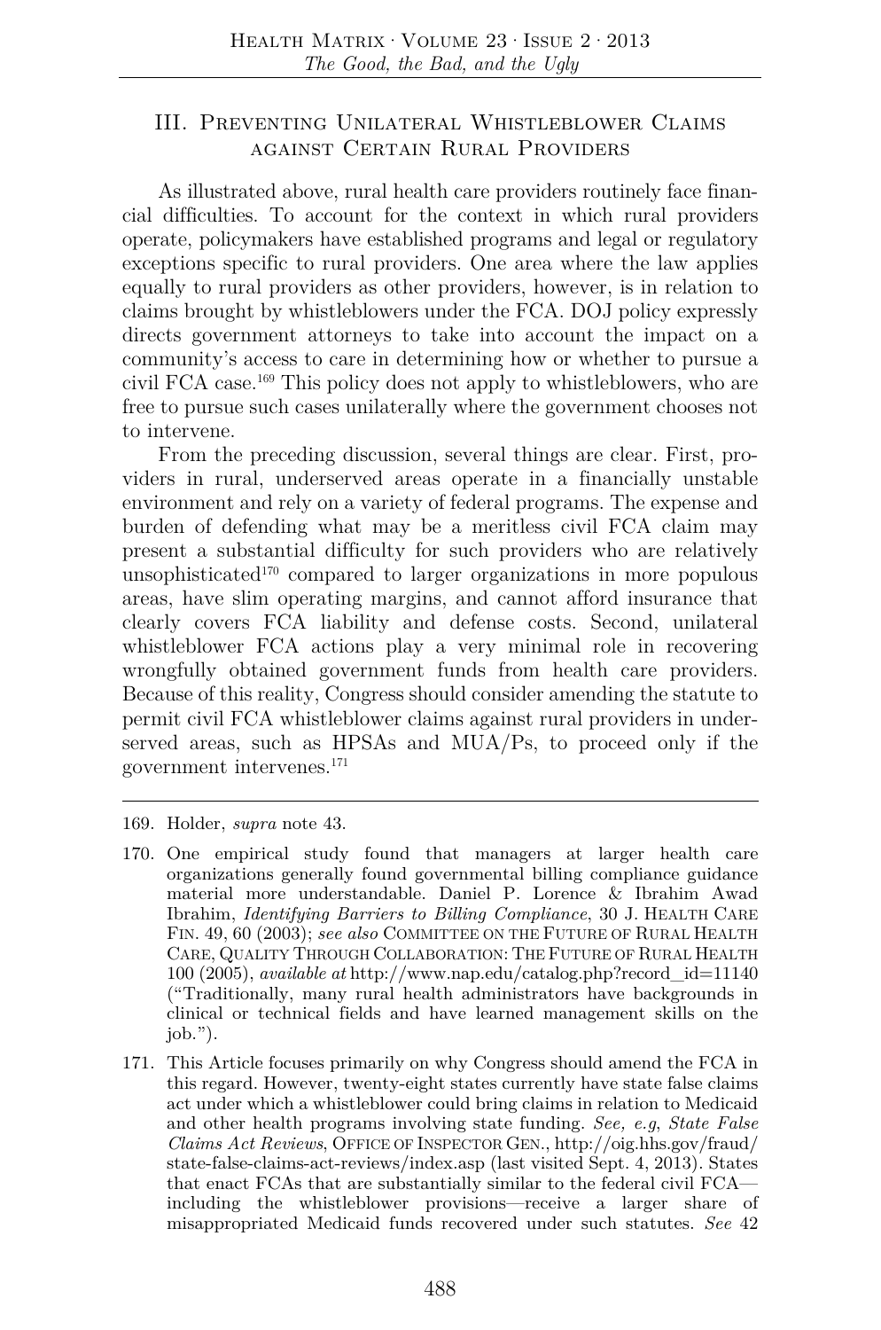## III. Preventing Unilateral Whistleblower Claims against Certain Rural Providers

As illustrated above, rural health care providers routinely face financial difficulties. To account for the context in which rural providers operate, policymakers have established programs and legal or regulatory exceptions specific to rural providers. One area where the law applies equally to rural providers as other providers, however, is in relation to claims brought by whistleblowers under the FCA. DOJ policy expressly directs government attorneys to take into account the impact on a community's access to care in determining how or whether to pursue a civil FCA case.[169] This policy does not apply to whistleblowers, who are free to pursue such cases unilaterally where the government chooses not to intervene.

From the preceding discussion, several things are clear. First, providers in rural, underserved areas operate in a financially unstable environment and rely on a variety of federal programs. The expense and burden of defending what may be a meritless civil FCA claim may present a substantial difficulty for such providers who are relatively unsophisticated[170] compared to larger organizations in more populous areas, have slim operating margins, and cannot afford insurance that clearly covers FCA liability and defense costs. Second, unilateral whistleblower FCA actions play a very minimal role in recovering wrongfully obtained government funds from health care providers. Because of this reality, Congress should consider amending the statute to permit civil FCA whistleblower claims against rural providers in underserved areas, such as HPSAs and MUA/Ps, to proceed only if the government intervenes.[171]

---

169. Holder, *supra* note 43.

170. One empirical study found that managers at larger health care organizations generally found governmental billing compliance guidance material more understandable. Daniel P. Lorence & Ibrahim Awad Ibrahim, *Identifying Barriers to Billing Compliance*, 30 J. Health Care Fin. 49, 60 (2003); *see also* Committee on the Future of Rural Health Care, Quality Through Collaboration: The Future of Rural Health 100 (2005), *available at* http://www.nap.edu/catalog.php?record_id=11140 ("Traditionally, many rural health administrators have backgrounds in clinical or technical fields and have learned management skills on the job.").

171. This Article focuses primarily on why Congress should amend the FCA in this regard. However, twenty-eight states currently have state false claims act under which a whistleblower could bring claims in relation to Medicaid and other health programs involving state funding. *See, e.g*, *State False Claims Act Reviews*, Office of Inspector Gen., http://oig.hhs.gov/fraud/state-false-claims-act-reviews/index.asp (last visited Sept. 4, 2013). States that enact FCAs that are substantially similar to the federal civil FCA—including the whistleblower provisions—receive a larger share of misappropriated Medicaid funds recovered under such statutes. *See* 42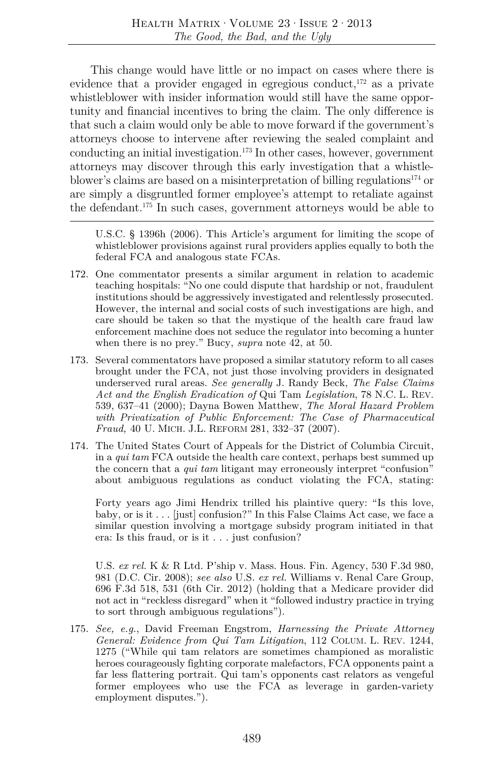This change would have little or no impact on cases where there is evidence that a provider engaged in egregious conduct,[172] as a private whistleblower with insider information would still have the same opportunity and financial incentives to bring the claim. The only difference is that such a claim would only be able to move forward if the government's attorneys choose to intervene after reviewing the sealed complaint and conducting an initial investigation.[173] In other cases, however, government attorneys may discover through this early investigation that a whistleblower's claims are based on a misinterpretation of billing regulations[174] or are simply a disgruntled former employee's attempt to retaliate against the defendant.[175] In such cases, government attorneys would be able to

---

U.S.C. § 1396h (2006). This Article's argument for limiting the scope of whistleblower provisions against rural providers applies equally to both the federal FCA and analogous state FCAs.

172. One commentator presents a similar argument in relation to academic teaching hospitals: "No one could dispute that hardship or not, fraudulent institutions should be aggressively investigated and relentlessly prosecuted. However, the internal and social costs of such investigations are high, and care should be taken so that the mystique of the health care fraud law enforcement machine does not seduce the regulator into becoming a hunter when there is no prey." Bucy, *supra* note 42, at 50.

173. Several commentators have proposed a similar statutory reform to all cases brought under the FCA, not just those involving providers in designated underserved rural areas. *See generally* J. Randy Beck, *The False Claims Act and the English Eradication of* Qui Tam *Legislation*, 78 N.C. L. REV. 539, 637–41 (2000); Dayna Bowen Matthew, *The Moral Hazard Problem with Privatization of Public Enforcement: The Case of Pharmaceutical Fraud,* 40 U. MICH. J.L. REFORM 281, 332–37 (2007).

174. The United States Court of Appeals for the District of Columbia Circuit, in a *qui tam* FCA outside the health care context, perhaps best summed up the concern that a *qui tam* litigant may erroneously interpret "confusion" about ambiguous regulations as conduct violating the FCA, stating:

    Forty years ago Jimi Hendrix trilled his plaintive query: "Is this love, baby, or is it . . . [just] confusion?" In this False Claims Act case, we face a similar question involving a mortgage subsidy program initiated in that era: Is this fraud, or is it . . . just confusion?

    U.S. *ex rel.* K & R Ltd. P'ship v. Mass. Hous. Fin. Agency, 530 F.3d 980, 981 (D.C. Cir. 2008); *see also* U.S. *ex rel.* Williams v. Renal Care Group, 696 F.3d 518, 531 (6th Cir. 2012) (holding that a Medicare provider did not act in "reckless disregard" when it "followed industry practice in trying to sort through ambiguous regulations").

175. *See, e.g.*, David Freeman Engstrom, *Harnessing the Private Attorney General: Evidence from Qui Tam Litigation*, 112 COLUM. L. REV. 1244, 1275 ("While qui tam relators are sometimes championed as moralistic heroes courageously fighting corporate malefactors, FCA opponents paint a far less flattering portrait. Qui tam's opponents cast relators as vengeful former employees who use the FCA as leverage in garden-variety employment disputes.").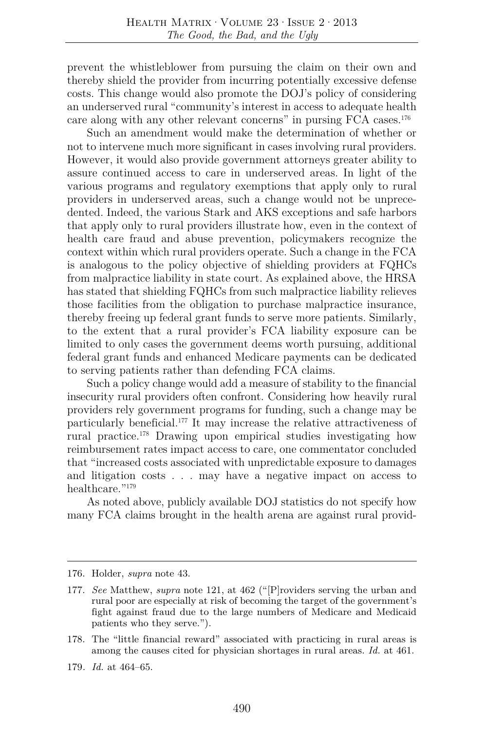prevent the whistleblower from pursuing the claim on their own and thereby shield the provider from incurring potentially excessive defense costs. This change would also promote the DOJ's policy of considering an underserved rural "community's interest in access to adequate health care along with any other relevant concerns" in pursing FCA cases.[176]

Such an amendment would make the determination of whether or not to intervene much more significant in cases involving rural providers. However, it would also provide government attorneys greater ability to assure continued access to care in underserved areas. In light of the various programs and regulatory exemptions that apply only to rural providers in underserved areas, such a change would not be unprecedented. Indeed, the various Stark and AKS exceptions and safe harbors that apply only to rural providers illustrate how, even in the context of health care fraud and abuse prevention, policymakers recognize the context within which rural providers operate. Such a change in the FCA is analogous to the policy objective of shielding providers at FQHCs from malpractice liability in state court. As explained above, the HRSA has stated that shielding FQHCs from such malpractice liability relieves those facilities from the obligation to purchase malpractice insurance, thereby freeing up federal grant funds to serve more patients. Similarly, to the extent that a rural provider's FCA liability exposure can be limited to only cases the government deems worth pursuing, additional federal grant funds and enhanced Medicare payments can be dedicated to serving patients rather than defending FCA claims.

Such a policy change would add a measure of stability to the financial insecurity rural providers often confront. Considering how heavily rural providers rely government programs for funding, such a change may be particularly beneficial.[177] It may increase the relative attractiveness of rural practice.[178] Drawing upon empirical studies investigating how reimbursement rates impact access to care, one commentator concluded that "increased costs associated with unpredictable exposure to damages and litigation costs . . . may have a negative impact on access to healthcare."[179]

As noted above, publicly available DOJ statistics do not specify how many FCA claims brought in the health arena are against rural provid-

---

176. Holder, *supra* note 43.

177. *See* Matthew, *supra* note 121, at 462 ("[P]roviders serving the urban and rural poor are especially at risk of becoming the target of the government's fight against fraud due to the large numbers of Medicare and Medicaid patients who they serve.").

178. The "little financial reward" associated with practicing in rural areas is among the causes cited for physician shortages in rural areas. *Id.* at 461.

179. *Id.* at 464–65.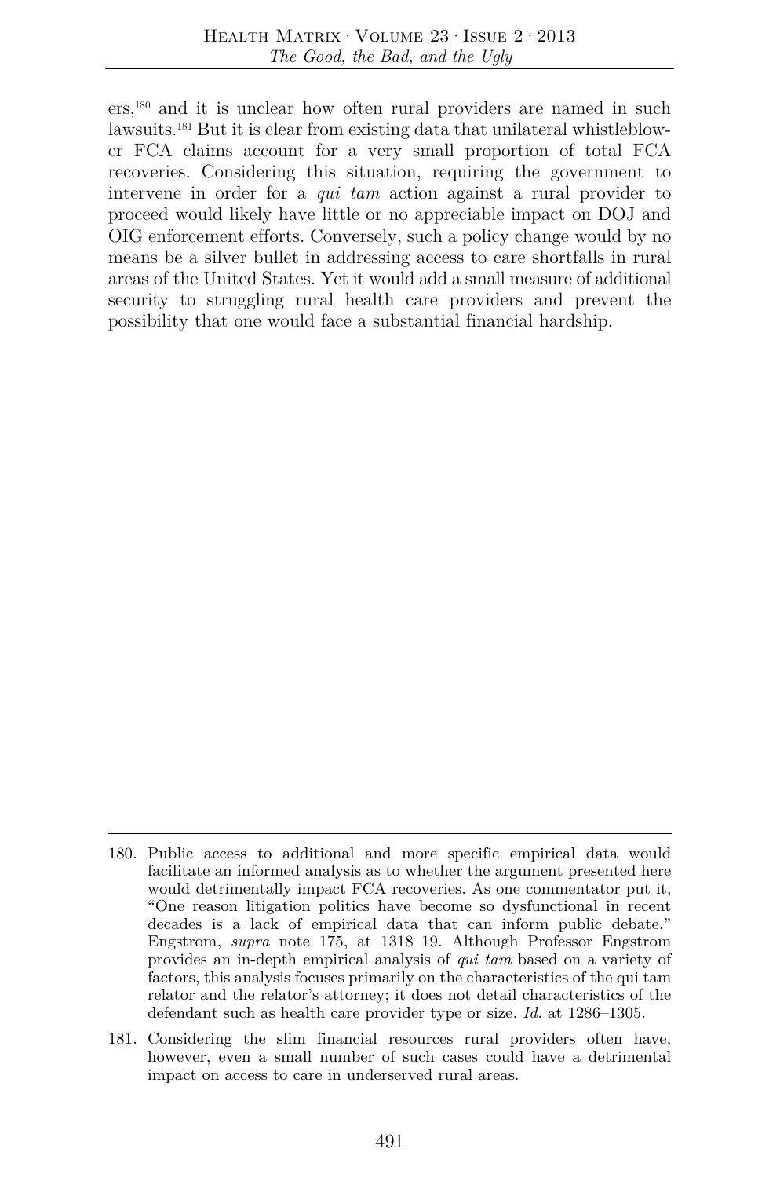ers,[180] and it is unclear how often rural providers are named in such lawsuits.[181] But it is clear from existing data that unilateral whistleblower FCA claims account for a very small proportion of total FCA recoveries. Considering this situation, requiring the government to intervene in order for a *qui tam* action against a rural provider to proceed would likely have little or no appreciable impact on DOJ and OIG enforcement efforts. Conversely, such a policy change would by no means be a silver bullet in addressing access to care shortfalls in rural areas of the United States. Yet it would add a small measure of additional security to struggling rural health care providers and prevent the possibility that one would face a substantial financial hardship.

---

180. Public access to additional and more specific empirical data would facilitate an informed analysis as to whether the argument presented here would detrimentally impact FCA recoveries. As one commentator put it, "One reason litigation politics have become so dysfunctional in recent decades is a lack of empirical data that can inform public debate." Engstrom, *supra* note 175, at 1318–19. Although Professor Engstrom provides an in-depth empirical analysis of *qui tam* based on a variety of factors, this analysis focuses primarily on the characteristics of the qui tam relator and the relator's attorney; it does not detail characteristics of the defendant such as health care provider type or size. *Id.* at 1286–1305.

181. Considering the slim financial resources rural providers often have, however, even a small number of such cases could have a detrimental impact on access to care in underserved rural areas.